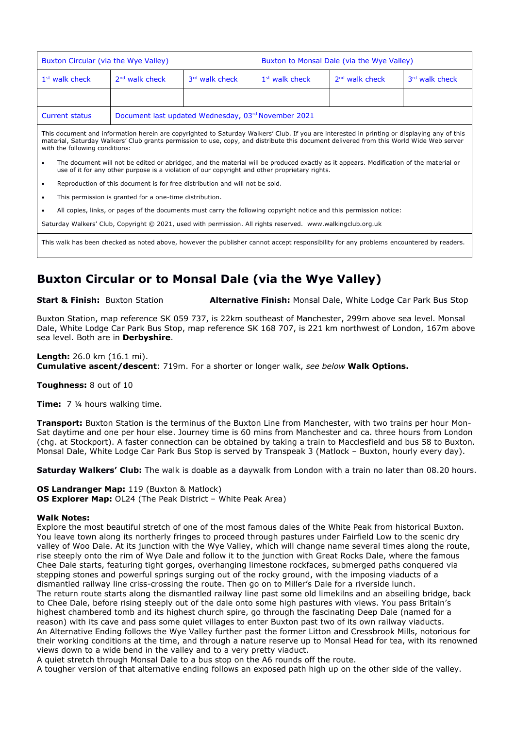| Buxton Circular (via the Wye Valley) | | | Buxton to Monsal Dale (via the Wye Valley) | | |
|---|---|---|---|---|---|
| 1st walk check | 2nd walk check | 3rd walk check | 1st walk check | 2nd walk check | 3rd walk check |
| | | | | | |
| Current status | Document last updated Wednesday, 03rd November 2021 | | | | |

This document and information herein are copyrighted to Saturday Walkers' Club. If you are interested in printing or displaying any of this material, Saturday Walkers' Club grants permission to use, copy, and distribute this document delivered from this World Wide Web server with the following conditions:

- The document will not be edited or abridged, and the material will be produced exactly as it appears. Modification of the material or use of it for any other purpose is a violation of our copyright and other proprietary rights.
- Reproduction of this document is for free distribution and will not be sold.
- This permission is granted for a one-time distribution.
- All copies, links, or pages of the documents must carry the following copyright notice and this permission notice:

Saturday Walkers' Club, Copyright © 2021, used with permission. All rights reserved. www.walkingclub.org.uk

This walk has been checked as noted above, however the publisher cannot accept responsibility for any problems encountered by readers.

# Buxton Circular or to Monsal Dale (via the Wye Valley)

**Start & Finish:** Buxton Station **Alternative Finish:** Monsal Dale, White Lodge Car Park Bus Stop

Buxton Station, map reference SK 059 737, is 22km southeast of Manchester, 299m above sea level. Monsal Dale, White Lodge Car Park Bus Stop, map reference SK 168 707, is 221 km northwest of London, 167m above sea level. Both are in **Derbyshire**.

**Length:** 26.0 km (16.1 mi).
**Cumulative ascent/descent**: 719m. For a shorter or longer walk, *see below* **Walk Options.**

**Toughness:** 8 out of 10

**Time:** 7 ¼ hours walking time.

**Transport:** Buxton Station is the terminus of the Buxton Line from Manchester, with two trains per hour Mon-Sat daytime and one per hour else. Journey time is 60 mins from Manchester and ca. three hours from London (chg. at Stockport). A faster connection can be obtained by taking a train to Macclesfield and bus 58 to Buxton. Monsal Dale, White Lodge Car Park Bus Stop is served by Transpeak 3 (Matlock – Buxton, hourly every day).

**Saturday Walkers' Club:** The walk is doable as a daywalk from London with a train no later than 08.20 hours.

**OS Landranger Map:** 119 (Buxton & Matlock)
**OS Explorer Map:** OL24 (The Peak District – White Peak Area)

**Walk Notes:**
Explore the most beautiful stretch of one of the most famous dales of the White Peak from historical Buxton. You leave town along its northerly fringes to proceed through pastures under Fairfield Low to the scenic dry valley of Woo Dale. At its junction with the Wye Valley, which will change name several times along the route, rise steeply onto the rim of Wye Dale and follow it to the junction with Great Rocks Dale, where the famous Chee Dale starts, featuring tight gorges, overhanging limestone rockfaces, submerged paths conquered via stepping stones and powerful springs surging out of the rocky ground, with the imposing viaducts of a dismantled railway line criss-crossing the route. Then go on to Miller's Dale for a riverside lunch.
The return route starts along the dismantled railway line past some old limekilns and an abseiling bridge, back to Chee Dale, before rising steeply out of the dale onto some high pastures with views. You pass Britain's highest chambered tomb and its highest church spire, go through the fascinating Deep Dale (named for a reason) with its cave and pass some quiet villages to enter Buxton past two of its own railway viaducts.
An Alternative Ending follows the Wye Valley further past the former Litton and Cressbrook Mills, notorious for their working conditions at the time, and through a nature reserve up to Monsal Head for tea, with its renowned views down to a wide bend in the valley and to a very pretty viaduct.
A quiet stretch through Monsal Dale to a bus stop on the A6 rounds off the route.
A tougher version of that alternative ending follows an exposed path high up on the other side of the valley.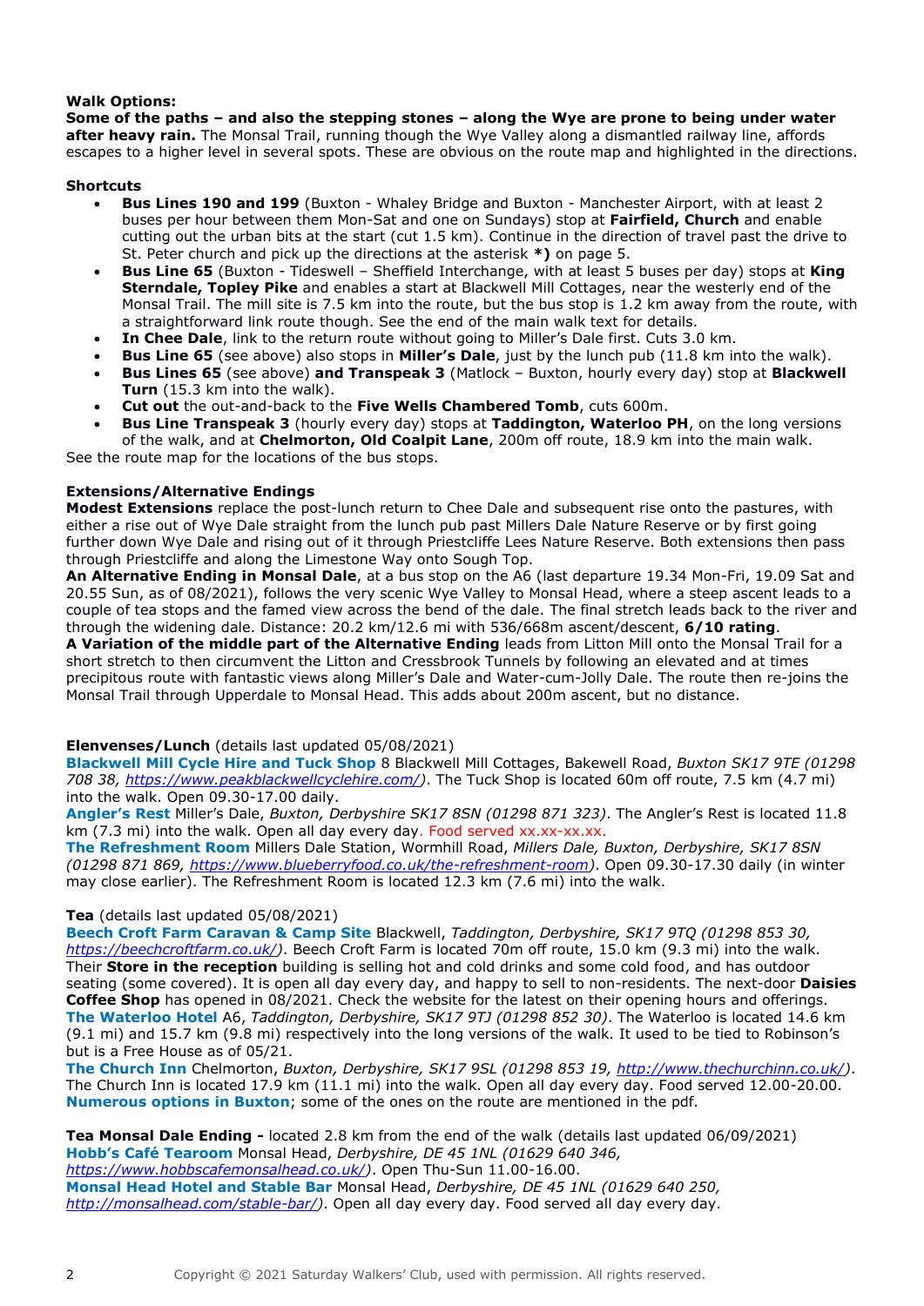**Walk Options:**

**Some of the paths – and also the stepping stones – along the Wye are prone to being under water after heavy rain.** The Monsal Trail, running though the Wye Valley along a dismantled railway line, affords escapes to a higher level in several spots. These are obvious on the route map and highlighted in the directions.

**Shortcuts**

- **Bus Lines 190 and 199** (Buxton - Whaley Bridge and Buxton - Manchester Airport, with at least 2 buses per hour between them Mon-Sat and one on Sundays) stop at **Fairfield, Church** and enable cutting out the urban bits at the start (cut 1.5 km). Continue in the direction of travel past the drive to St. Peter church and pick up the directions at the asterisk ***)** on page 5.
- **Bus Line 65** (Buxton - Tideswell – Sheffield Interchange, with at least 5 buses per day) stops at **King Sterndale, Topley Pike** and enables a start at Blackwell Mill Cottages, near the westerly end of the Monsal Trail. The mill site is 7.5 km into the route, but the bus stop is 1.2 km away from the route, with a straightforward link route though. See the end of the main walk text for details.
- **In Chee Dale**, link to the return route without going to Miller's Dale first. Cuts 3.0 km.
- **Bus Line 65** (see above) also stops in **Miller's Dale**, just by the lunch pub (11.8 km into the walk).
- **Bus Lines 65** (see above) **and Transpeak 3** (Matlock – Buxton, hourly every day) stop at **Blackwell Turn** (15.3 km into the walk).
- **Cut out** the out-and-back to the **Five Wells Chambered Tomb**, cuts 600m.
- **Bus Line Transpeak 3** (hourly every day) stops at **Taddington, Waterloo PH**, on the long versions of the walk, and at **Chelmorton, Old Coalpit Lane**, 200m off route, 18.9 km into the main walk.

See the route map for the locations of the bus stops.

**Extensions/Alternative Endings**

**Modest Extensions** replace the post-lunch return to Chee Dale and subsequent rise onto the pastures, with either a rise out of Wye Dale straight from the lunch pub past Millers Dale Nature Reserve or by first going further down Wye Dale and rising out of it through Priestcliffe Lees Nature Reserve. Both extensions then pass through Priestcliffe and along the Limestone Way onto Sough Top.

**An Alternative Ending in Monsal Dale**, at a bus stop on the A6 (last departure 19.34 Mon-Fri, 19.09 Sat and 20.55 Sun, as of 08/2021), follows the very scenic Wye Valley to Monsal Head, where a steep ascent leads to a couple of tea stops and the famed view across the bend of the dale. The final stretch leads back to the river and through the widening dale. Distance: 20.2 km/12.6 mi with 536/668m ascent/descent, **6/10 rating**.

**A Variation of the middle part of the Alternative Ending** leads from Litton Mill onto the Monsal Trail for a short stretch to then circumvent the Litton and Cressbrook Tunnels by following an elevated and at times precipitous route with fantastic views along Miller's Dale and Water-cum-Jolly Dale. The route then re-joins the Monsal Trail through Upperdale to Monsal Head. This adds about 200m ascent, but no distance.

**Elevenses/Lunch** (details last updated 05/08/2021)

**Blackwell Mill Cycle Hire and Tuck Shop** 8 Blackwell Mill Cottages, Bakewell Road, *Buxton SK17 9TE (01298 708 38, https://www.peakblackwellcyclehire.com/)*. The Tuck Shop is located 60m off route, 7.5 km (4.7 mi) into the walk. Open 09.30-17.00 daily.

**Angler's Rest** Miller's Dale, *Buxton, Derbyshire SK17 8SN (01298 871 323)*. The Angler's Rest is located 11.8 km (7.3 mi) into the walk. Open all day every day. Food served xx.xx-xx.xx.

**The Refreshment Room** Millers Dale Station, Wormhill Road, *Millers Dale, Buxton, Derbyshire, SK17 8SN (01298 871 869, https://www.blueberryfood.co.uk/the-refreshment-room)*. Open 09.30-17.30 daily (in winter may close earlier). The Refreshment Room is located 12.3 km (7.6 mi) into the walk.

**Tea** (details last updated 05/08/2021)

**Beech Croft Farm Caravan & Camp Site** Blackwell, *Taddington, Derbyshire, SK17 9TQ (01298 853 30, https://beechcroftfarm.co.uk/)*. Beech Croft Farm is located 70m off route, 15.0 km (9.3 mi) into the walk. Their **Store in the reception** building is selling hot and cold drinks and some cold food, and has outdoor seating (some covered). It is open all day every day, and happy to sell to non-residents. The next-door **Daisies Coffee Shop** has opened in 08/2021. Check the website for the latest on their opening hours and offerings.

**The Waterloo Hotel** A6, *Taddington, Derbyshire, SK17 9TJ (01298 852 30)*. The Waterloo is located 14.6 km (9.1 mi) and 15.7 km (9.8 mi) respectively into the long versions of the walk. It used to be tied to Robinson's but is a Free House as of 05/21.

**The Church Inn** Chelmorton, *Buxton, Derbyshire, SK17 9SL (01298 853 19, http://www.thechurchinn.co.uk/)*. The Church Inn is located 17.9 km (11.1 mi) into the walk. Open all day every day. Food served 12.00-20.00.

**Numerous options in Buxton**; some of the ones on the route are mentioned in the pdf.

**Tea Monsal Dale Ending -** located 2.8 km from the end of the walk (details last updated 06/09/2021)

**Hobb's Café Tearoom** Monsal Head, *Derbyshire, DE 45 1NL (01629 640 346, https://www.hobbscafemonsalhead.co.uk/)*. Open Thu-Sun 11.00-16.00.

**Monsal Head Hotel and Stable Bar** Monsal Head, *Derbyshire, DE 45 1NL (01629 640 250, http://monsalhead.com/stable-bar/)*. Open all day every day. Food served all day every day.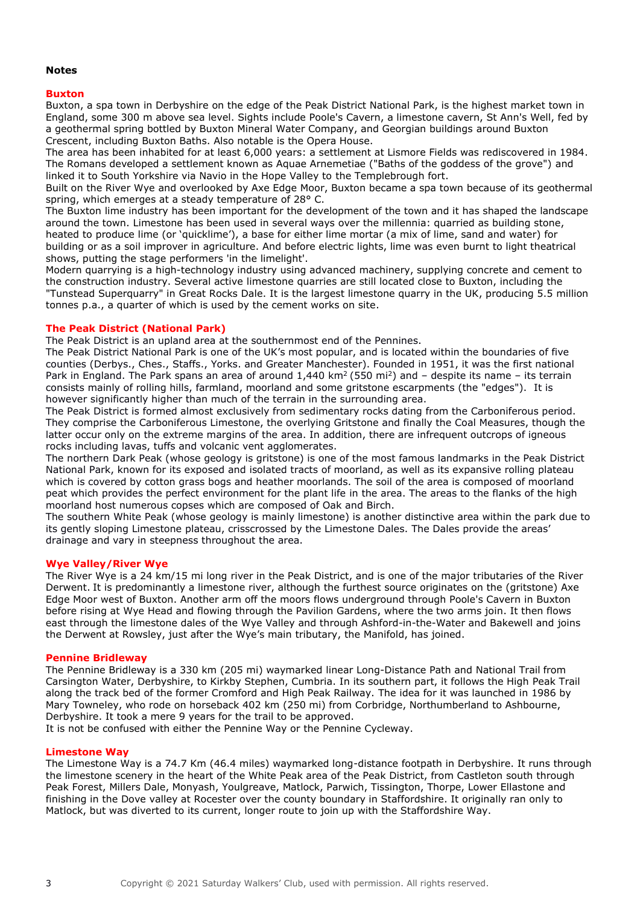**Notes**

## Buxton

Buxton, a spa town in Derbyshire on the edge of the Peak District National Park, is the highest market town in England, some 300 m above sea level. Sights include Poole's Cavern, a limestone cavern, St Ann's Well, fed by a geothermal spring bottled by Buxton Mineral Water Company, and Georgian buildings around Buxton Crescent, including Buxton Baths. Also notable is the Opera House.

The area has been inhabited for at least 6,000 years: a settlement at Lismore Fields was rediscovered in 1984. The Romans developed a settlement known as Aquae Arnemetiae ("Baths of the goddess of the grove") and linked it to South Yorkshire via Navio in the Hope Valley to the Templebrough fort.

Built on the River Wye and overlooked by Axe Edge Moor, Buxton became a spa town because of its geothermal spring, which emerges at a steady temperature of 28° C.

The Buxton lime industry has been important for the development of the town and it has shaped the landscape around the town. Limestone has been used in several ways over the millennia: quarried as building stone, heated to produce lime (or 'quicklime'), a base for either lime mortar (a mix of lime, sand and water) for building or as a soil improver in agriculture. And before electric lights, lime was even burnt to light theatrical shows, putting the stage performers 'in the limelight'.

Modern quarrying is a high-technology industry using advanced machinery, supplying concrete and cement to the construction industry. Several active limestone quarries are still located close to Buxton, including the "Tunstead Superquarry" in Great Rocks Dale. It is the largest limestone quarry in the UK, producing 5.5 million tonnes p.a., a quarter of which is used by the cement works on site.

## The Peak District (National Park)

The Peak District is an upland area at the southernmost end of the Pennines.

The Peak District National Park is one of the UK's most popular, and is located within the boundaries of five counties (Derbys., Ches., Staffs., Yorks. and Greater Manchester). Founded in 1951, it was the first national Park in England. The Park spans an area of around 1,440 km$^2$ (550 mi$^2$) and – despite its name – its terrain consists mainly of rolling hills, farmland, moorland and some gritstone escarpments (the "edges"). It is however significantly higher than much of the terrain in the surrounding area.

The Peak District is formed almost exclusively from sedimentary rocks dating from the Carboniferous period. They comprise the Carboniferous Limestone, the overlying Gritstone and finally the Coal Measures, though the latter occur only on the extreme margins of the area. In addition, there are infrequent outcrops of igneous rocks including lavas, tuffs and volcanic vent agglomerates.

The northern Dark Peak (whose geology is gritstone) is one of the most famous landmarks in the Peak District National Park, known for its exposed and isolated tracts of moorland, as well as its expansive rolling plateau which is covered by cotton grass bogs and heather moorlands. The soil of the area is composed of moorland peat which provides the perfect environment for the plant life in the area. The areas to the flanks of the high moorland host numerous copses which are composed of Oak and Birch.

The southern White Peak (whose geology is mainly limestone) is another distinctive area within the park due to its gently sloping Limestone plateau, crisscrossed by the Limestone Dales. The Dales provide the areas' drainage and vary in steepness throughout the area.

## Wye Valley/River Wye

The River Wye is a 24 km/15 mi long river in the Peak District, and is one of the major tributaries of the River Derwent. It is predominantly a limestone river, although the furthest source originates on the (gritstone) Axe Edge Moor west of Buxton. Another arm off the moors flows underground through Poole's Cavern in Buxton before rising at Wye Head and flowing through the Pavilion Gardens, where the two arms join. It then flows east through the limestone dales of the Wye Valley and through Ashford-in-the-Water and Bakewell and joins the Derwent at Rowsley, just after the Wye's main tributary, the Manifold, has joined.

## Pennine Bridleway

The Pennine Bridleway is a 330 km (205 mi) waymarked linear Long-Distance Path and National Trail from Carsington Water, Derbyshire, to Kirkby Stephen, Cumbria. In its southern part, it follows the High Peak Trail along the track bed of the former Cromford and High Peak Railway. The idea for it was launched in 1986 by Mary Towneley, who rode on horseback 402 km (250 mi) from Corbridge, Northumberland to Ashbourne, Derbyshire. It took a mere 9 years for the trail to be approved.

It is not be confused with either the Pennine Way or the Pennine Cycleway.

## Limestone Way

The Limestone Way is a 74.7 Km (46.4 miles) waymarked long-distance footpath in Derbyshire. It runs through the limestone scenery in the heart of the White Peak area of the Peak District, from Castleton south through Peak Forest, Millers Dale, Monyash, Youlgreave, Matlock, Parwich, Tissington, Thorpe, Lower Ellastone and finishing in the Dove valley at Rocester over the county boundary in Staffordshire. It originally ran only to Matlock, but was diverted to its current, longer route to join up with the Staffordshire Way.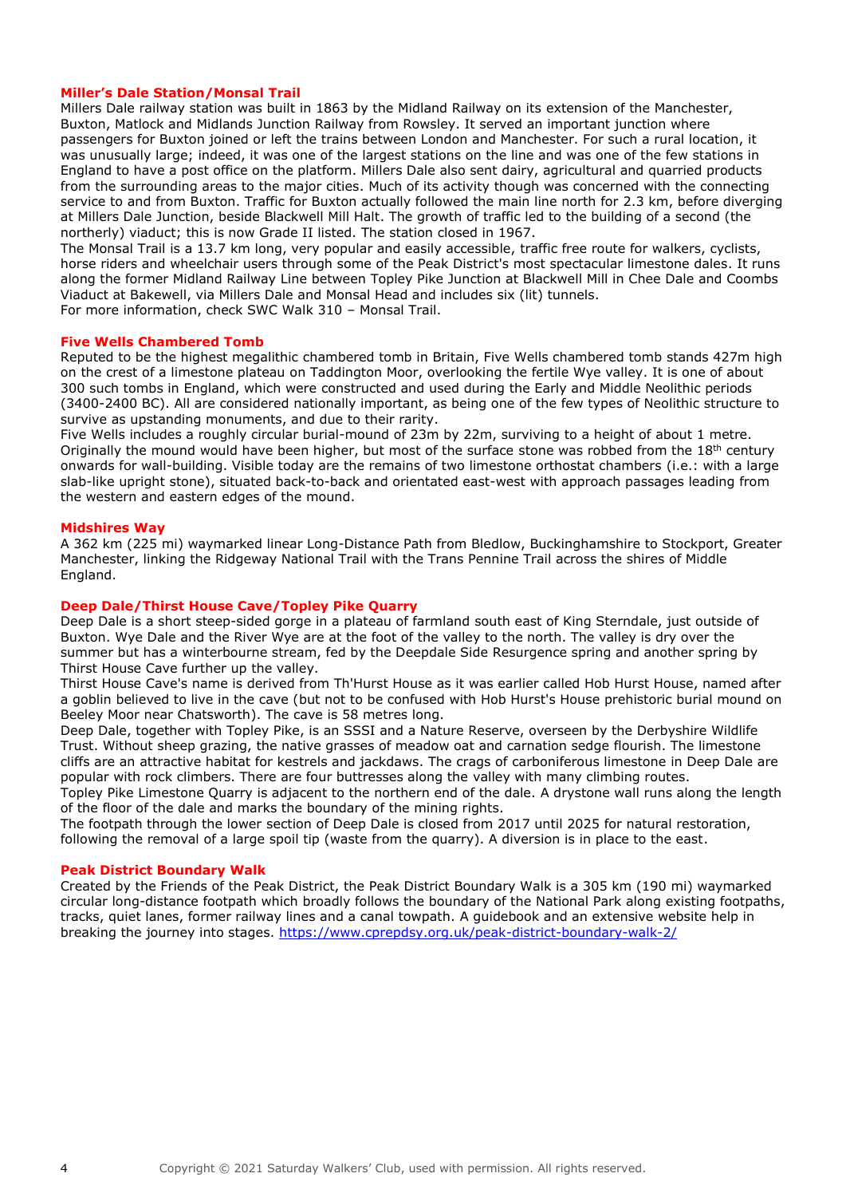## Miller's Dale Station/Monsal Trail

Millers Dale railway station was built in 1863 by the Midland Railway on its extension of the Manchester, Buxton, Matlock and Midlands Junction Railway from Rowsley. It served an important junction where passengers for Buxton joined or left the trains between London and Manchester. For such a rural location, it was unusually large; indeed, it was one of the largest stations on the line and was one of the few stations in England to have a post office on the platform. Millers Dale also sent dairy, agricultural and quarried products from the surrounding areas to the major cities. Much of its activity though was concerned with the connecting service to and from Buxton. Traffic for Buxton actually followed the main line north for 2.3 km, before diverging at Millers Dale Junction, beside Blackwell Mill Halt. The growth of traffic led to the building of a second (the northerly) viaduct; this is now Grade II listed. The station closed in 1967.

The Monsal Trail is a 13.7 km long, very popular and easily accessible, traffic free route for walkers, cyclists, horse riders and wheelchair users through some of the Peak District's most spectacular limestone dales. It runs along the former Midland Railway Line between Topley Pike Junction at Blackwell Mill in Chee Dale and Coombs Viaduct at Bakewell, via Millers Dale and Monsal Head and includes six (lit) tunnels.

For more information, check SWC Walk 310 – Monsal Trail.

## Five Wells Chambered Tomb

Reputed to be the highest megalithic chambered tomb in Britain, Five Wells chambered tomb stands 427m high on the crest of a limestone plateau on Taddington Moor, overlooking the fertile Wye valley. It is one of about 300 such tombs in England, which were constructed and used during the Early and Middle Neolithic periods (3400-2400 BC). All are considered nationally important, as being one of the few types of Neolithic structure to survive as upstanding monuments, and due to their rarity.

Five Wells includes a roughly circular burial-mound of 23m by 22m, surviving to a height of about 1 metre. Originally the mound would have been higher, but most of the surface stone was robbed from the 18th century onwards for wall-building. Visible today are the remains of two limestone orthostat chambers (i.e.: with a large slab-like upright stone), situated back-to-back and orientated east-west with approach passages leading from the western and eastern edges of the mound.

## Midshires Way

A 362 km (225 mi) waymarked linear Long-Distance Path from Bledlow, Buckinghamshire to Stockport, Greater Manchester, linking the Ridgeway National Trail with the Trans Pennine Trail across the shires of Middle England.

## Deep Dale/Thirst House Cave/Topley Pike Quarry

Deep Dale is a short steep-sided gorge in a plateau of farmland south east of King Sterndale, just outside of Buxton. Wye Dale and the River Wye are at the foot of the valley to the north. The valley is dry over the summer but has a winterbourne stream, fed by the Deepdale Side Resurgence spring and another spring by Thirst House Cave further up the valley.

Thirst House Cave's name is derived from Th'Hurst House as it was earlier called Hob Hurst House, named after a goblin believed to live in the cave (but not to be confused with Hob Hurst's House prehistoric burial mound on Beeley Moor near Chatsworth). The cave is 58 metres long.

Deep Dale, together with Topley Pike, is an SSSI and a Nature Reserve, overseen by the Derbyshire Wildlife Trust. Without sheep grazing, the native grasses of meadow oat and carnation sedge flourish. The limestone cliffs are an attractive habitat for kestrels and jackdaws. The crags of carboniferous limestone in Deep Dale are popular with rock climbers. There are four buttresses along the valley with many climbing routes.

Topley Pike Limestone Quarry is adjacent to the northern end of the dale. A drystone wall runs along the length of the floor of the dale and marks the boundary of the mining rights.

The footpath through the lower section of Deep Dale is closed from 2017 until 2025 for natural restoration, following the removal of a large spoil tip (waste from the quarry). A diversion is in place to the east.

## Peak District Boundary Walk

Created by the Friends of the Peak District, the Peak District Boundary Walk is a 305 km (190 mi) waymarked circular long-distance footpath which broadly follows the boundary of the National Park along existing footpaths, tracks, quiet lanes, former railway lines and a canal towpath. A guidebook and an extensive website help in breaking the journey into stages. https://www.cprepdsy.org.uk/peak-district-boundary-walk-2/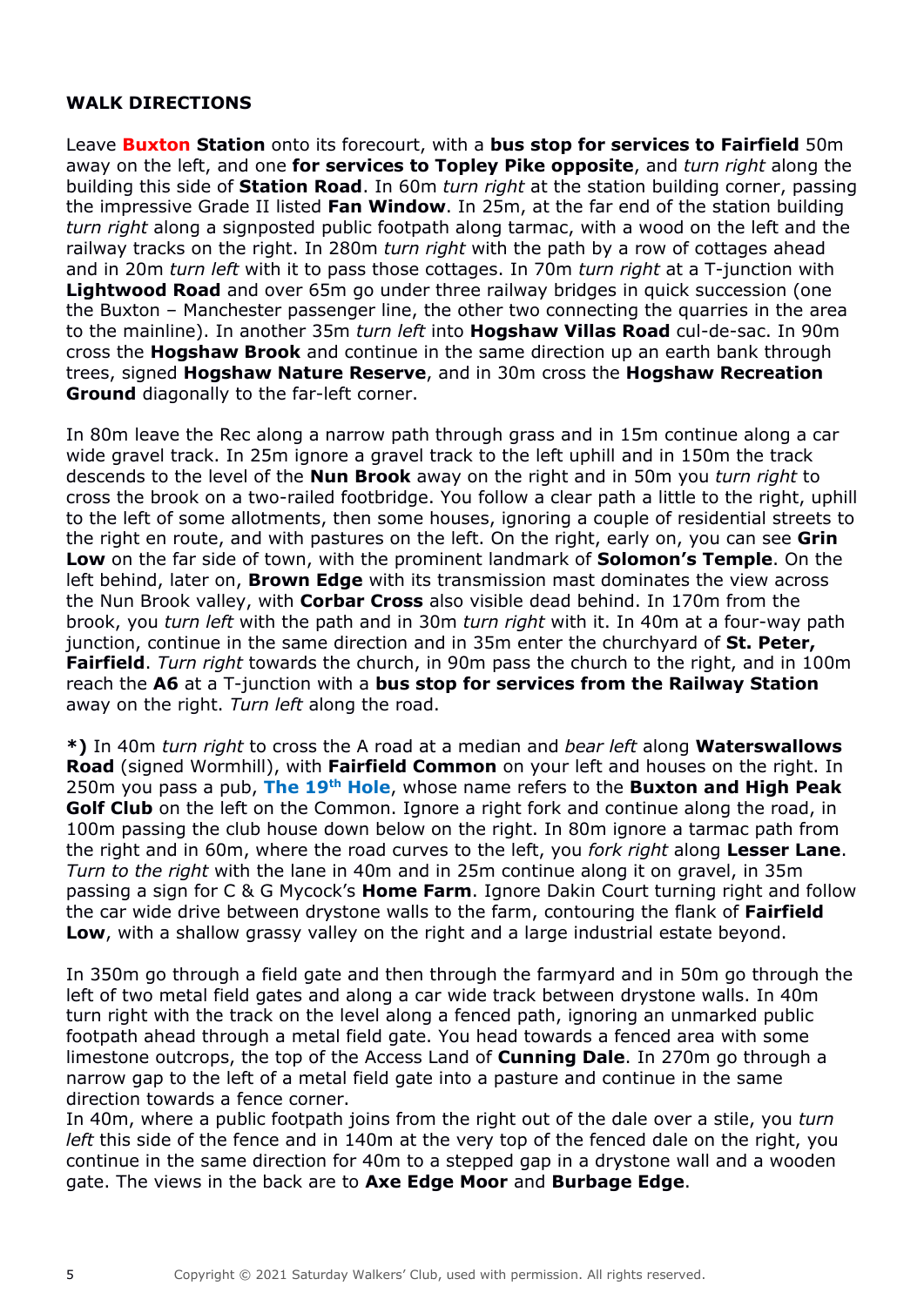**WALK DIRECTIONS**

Leave **Buxton Station** onto its forecourt, with a **bus stop for services to Fairfield** 50m away on the left, and one **for services to Topley Pike opposite**, and *turn right* along the building this side of **Station Road**. In 60m *turn right* at the station building corner, passing the impressive Grade II listed **Fan Window**. In 25m, at the far end of the station building *turn right* along a signposted public footpath along tarmac, with a wood on the left and the railway tracks on the right. In 280m *turn right* with the path by a row of cottages ahead and in 20m *turn left* with it to pass those cottages. In 70m *turn right* at a T-junction with **Lightwood Road** and over 65m go under three railway bridges in quick succession (one the Buxton – Manchester passenger line, the other two connecting the quarries in the area to the mainline). In another 35m *turn left* into **Hogshaw Villas Road** cul-de-sac. In 90m cross the **Hogshaw Brook** and continue in the same direction up an earth bank through trees, signed **Hogshaw Nature Reserve**, and in 30m cross the **Hogshaw Recreation Ground** diagonally to the far-left corner.

In 80m leave the Rec along a narrow path through grass and in 15m continue along a car wide gravel track. In 25m ignore a gravel track to the left uphill and in 150m the track descends to the level of the **Nun Brook** away on the right and in 50m you *turn right* to cross the brook on a two-railed footbridge. You follow a clear path a little to the right, uphill to the left of some allotments, then some houses, ignoring a couple of residential streets to the right en route, and with pastures on the left. On the right, early on, you can see **Grin Low** on the far side of town, with the prominent landmark of **Solomon's Temple**. On the left behind, later on, **Brown Edge** with its transmission mast dominates the view across the Nun Brook valley, with **Corbar Cross** also visible dead behind. In 170m from the brook, you *turn left* with the path and in 30m *turn right* with it. In 40m at a four-way path junction, continue in the same direction and in 35m enter the churchyard of **St. Peter, Fairfield**. *Turn right* towards the church, in 90m pass the church to the right, and in 100m reach the **A6** at a T-junction with a **bus stop for services from the Railway Station** away on the right. *Turn left* along the road.

**\*)** In 40m *turn right* to cross the A road at a median and *bear left* along **Waterswallows Road** (signed Wormhill), with **Fairfield Common** on your left and houses on the right. In 250m you pass a pub, **The 19th Hole**, whose name refers to the **Buxton and High Peak Golf Club** on the left on the Common. Ignore a right fork and continue along the road, in 100m passing the club house down below on the right. In 80m ignore a tarmac path from the right and in 60m, where the road curves to the left, you *fork right* along **Lesser Lane**. *Turn to the right* with the lane in 40m and in 25m continue along it on gravel, in 35m passing a sign for C & G Mycock's **Home Farm**. Ignore Dakin Court turning right and follow the car wide drive between drystone walls to the farm, contouring the flank of **Fairfield Low**, with a shallow grassy valley on the right and a large industrial estate beyond.

In 350m go through a field gate and then through the farmyard and in 50m go through the left of two metal field gates and along a car wide track between drystone walls. In 40m turn right with the track on the level along a fenced path, ignoring an unmarked public footpath ahead through a metal field gate. You head towards a fenced area with some limestone outcrops, the top of the Access Land of **Cunning Dale**. In 270m go through a narrow gap to the left of a metal field gate into a pasture and continue in the same direction towards a fence corner.
In 40m, where a public footpath joins from the right out of the dale over a stile, you *turn left* this side of the fence and in 140m at the very top of the fenced dale on the right, you continue in the same direction for 40m to a stepped gap in a drystone wall and a wooden gate. The views in the back are to **Axe Edge Moor** and **Burbage Edge**.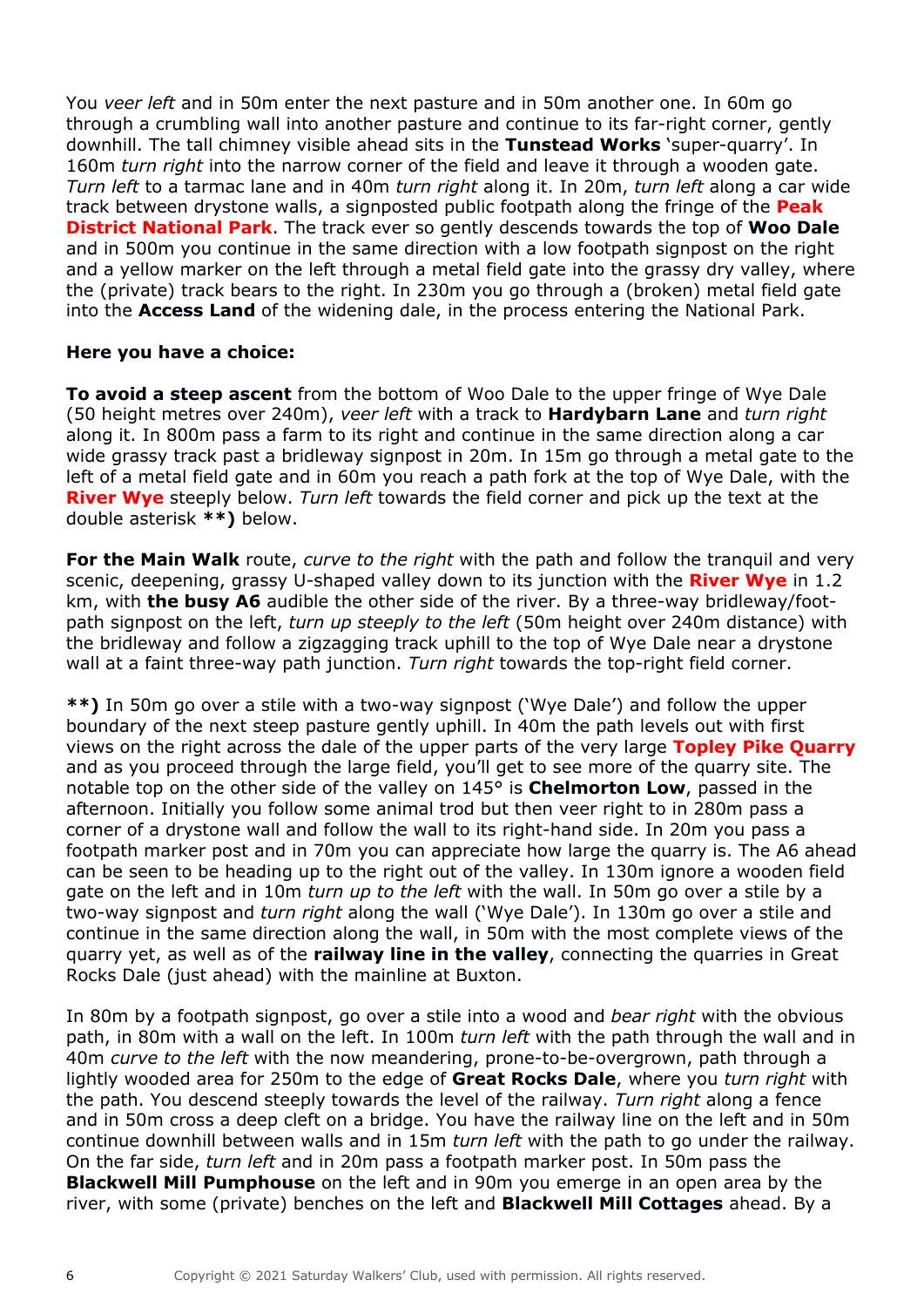You *veer left* and in 50m enter the next pasture and in 50m another one. In 60m go through a crumbling wall into another pasture and continue to its far-right corner, gently downhill. The tall chimney visible ahead sits in the **Tunstead Works** 'super-quarry'. In 160m *turn right* into the narrow corner of the field and leave it through a wooden gate. *Turn left* to a tarmac lane and in 40m *turn right* along it. In 20m, *turn left* along a car wide track between drystone walls, a signposted public footpath along the fringe of the **Peak District National Park**. The track ever so gently descends towards the top of **Woo Dale** and in 500m you continue in the same direction with a low footpath signpost on the right and a yellow marker on the left through a metal field gate into the grassy dry valley, where the (private) track bears to the right. In 230m you go through a (broken) metal field gate into the **Access Land** of the widening dale, in the process entering the National Park.

**Here you have a choice:**

**To avoid a steep ascent** from the bottom of Woo Dale to the upper fringe of Wye Dale (50 height metres over 240m), *veer left* with a track to **Hardybarn Lane** and *turn right* along it. In 800m pass a farm to its right and continue in the same direction along a car wide grassy track past a bridleway signpost in 20m. In 15m go through a metal gate to the left of a metal field gate and in 60m you reach a path fork at the top of Wye Dale, with the **River Wye** steeply below. *Turn left* towards the field corner and pick up the text at the double asterisk **\*\*)** below.

**For the Main Walk** route, *curve to the right* with the path and follow the tranquil and very scenic, deepening, grassy U-shaped valley down to its junction with the **River Wye** in 1.2 km, with **the busy A6** audible the other side of the river. By a three-way bridleway/foot-path signpost on the left, *turn up steeply to the left* (50m height over 240m distance) with the bridleway and follow a zigzagging track uphill to the top of Wye Dale near a drystone wall at a faint three-way path junction. *Turn right* towards the top-right field corner.

**\*\*)** In 50m go over a stile with a two-way signpost ('Wye Dale') and follow the upper boundary of the next steep pasture gently uphill. In 40m the path levels out with first views on the right across the dale of the upper parts of the very large **Topley Pike Quarry** and as you proceed through the large field, you'll get to see more of the quarry site. The notable top on the other side of the valley on 145° is **Chelmorton Low**, passed in the afternoon. Initially you follow some animal trod but then veer right to in 280m pass a corner of a drystone wall and follow the wall to its right-hand side. In 20m you pass a footpath marker post and in 70m you can appreciate how large the quarry is. The A6 ahead can be seen to be heading up to the right out of the valley. In 130m ignore a wooden field gate on the left and in 10m *turn up to the left* with the wall. In 50m go over a stile by a two-way signpost and *turn right* along the wall ('Wye Dale'). In 130m go over a stile and continue in the same direction along the wall, in 50m with the most complete views of the quarry yet, as well as of the **railway line in the valley**, connecting the quarries in Great Rocks Dale (just ahead) with the mainline at Buxton.

In 80m by a footpath signpost, go over a stile into a wood and *bear right* with the obvious path, in 80m with a wall on the left. In 100m *turn left* with the path through the wall and in 40m *curve to the left* with the now meandering, prone-to-be-overgrown, path through a lightly wooded area for 250m to the edge of **Great Rocks Dale**, where you *turn right* with the path. You descend steeply towards the level of the railway. *Turn right* along a fence and in 50m cross a deep cleft on a bridge. You have the railway line on the left and in 50m continue downhill between walls and in 15m *turn left* with the path to go under the railway. On the far side, *turn left* and in 20m pass a footpath marker post. In 50m pass the **Blackwell Mill Pumphouse** on the left and in 90m you emerge in an open area by the river, with some (private) benches on the left and **Blackwell Mill Cottages** ahead. By a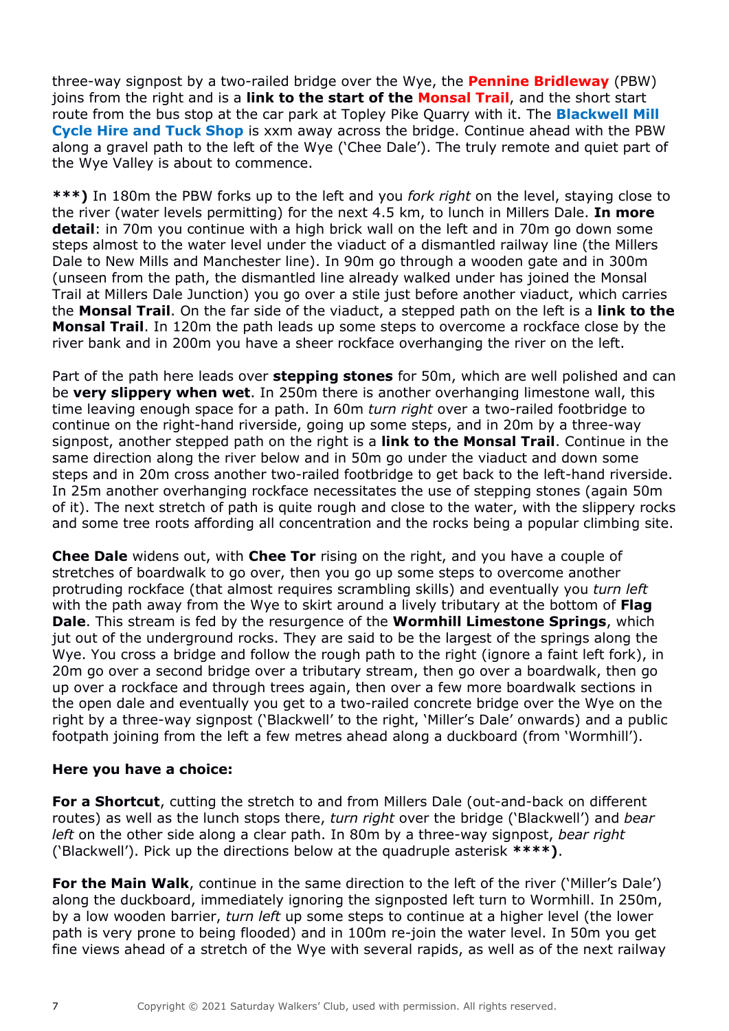three-way signpost by a two-railed bridge over the Wye, the **Pennine Bridleway** (PBW) joins from the right and is a **link to the start of the Monsal Trail**, and the short start route from the bus stop at the car park at Topley Pike Quarry with it. The **Blackwell Mill Cycle Hire and Tuck Shop** is xxm away across the bridge. Continue ahead with the PBW along a gravel path to the left of the Wye ('Chee Dale'). The truly remote and quiet part of the Wye Valley is about to commence.

**\*\*\*)** In 180m the PBW forks up to the left and you *fork right* on the level, staying close to the river (water levels permitting) for the next 4.5 km, to lunch in Millers Dale. **In more detail**: in 70m you continue with a high brick wall on the left and in 70m go down some steps almost to the water level under the viaduct of a dismantled railway line (the Millers Dale to New Mills and Manchester line). In 90m go through a wooden gate and in 300m (unseen from the path, the dismantled line already walked under has joined the Monsal Trail at Millers Dale Junction) you go over a stile just before another viaduct, which carries the **Monsal Trail**. On the far side of the viaduct, a stepped path on the left is a **link to the Monsal Trail**. In 120m the path leads up some steps to overcome a rockface close by the river bank and in 200m you have a sheer rockface overhanging the river on the left.

Part of the path here leads over **stepping stones** for 50m, which are well polished and can be **very slippery when wet**. In 250m there is another overhanging limestone wall, this time leaving enough space for a path. In 60m *turn right* over a two-railed footbridge to continue on the right-hand riverside, going up some steps, and in 20m by a three-way signpost, another stepped path on the right is a **link to the Monsal Trail**. Continue in the same direction along the river below and in 50m go under the viaduct and down some steps and in 20m cross another two-railed footbridge to get back to the left-hand riverside. In 25m another overhanging rockface necessitates the use of stepping stones (again 50m of it). The next stretch of path is quite rough and close to the water, with the slippery rocks and some tree roots affording all concentration and the rocks being a popular climbing site.

**Chee Dale** widens out, with **Chee Tor** rising on the right, and you have a couple of stretches of boardwalk to go over, then you go up some steps to overcome another protruding rockface (that almost requires scrambling skills) and eventually you *turn left* with the path away from the Wye to skirt around a lively tributary at the bottom of **Flag Dale**. This stream is fed by the resurgence of the **Wormhill Limestone Springs**, which jut out of the underground rocks. They are said to be the largest of the springs along the Wye. You cross a bridge and follow the rough path to the right (ignore a faint left fork), in 20m go over a second bridge over a tributary stream, then go over a boardwalk, then go up over a rockface and through trees again, then over a few more boardwalk sections in the open dale and eventually you get to a two-railed concrete bridge over the Wye on the right by a three-way signpost ('Blackwell' to the right, 'Miller's Dale' onwards) and a public footpath joining from the left a few metres ahead along a duckboard (from 'Wormhill').

**Here you have a choice:**

**For a Shortcut**, cutting the stretch to and from Millers Dale (out-and-back on different routes) as well as the lunch stops there, *turn right* over the bridge ('Blackwell') and *bear left* on the other side along a clear path. In 80m by a three-way signpost, *bear right* ('Blackwell'). Pick up the directions below at the quadruple asterisk **\*\*\*\*)**.

**For the Main Walk**, continue in the same direction to the left of the river ('Miller's Dale') along the duckboard, immediately ignoring the signposted left turn to Wormhill. In 250m, by a low wooden barrier, *turn left* up some steps to continue at a higher level (the lower path is very prone to being flooded) and in 100m re-join the water level. In 50m you get fine views ahead of a stretch of the Wye with several rapids, as well as of the next railway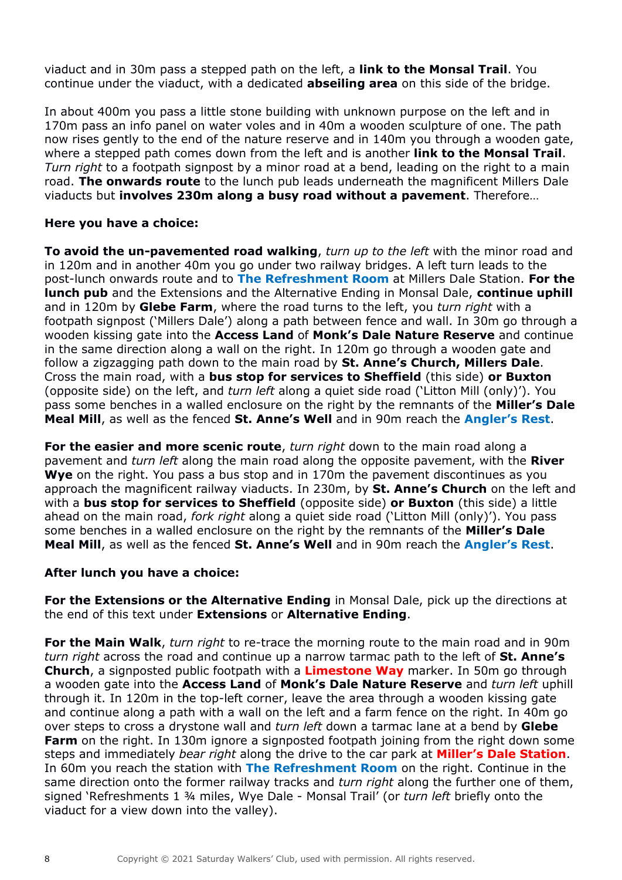viaduct and in 30m pass a stepped path on the left, a **link to the Monsal Trail**. You continue under the viaduct, with a dedicated **abseiling area** on this side of the bridge.

In about 400m you pass a little stone building with unknown purpose on the left and in 170m pass an info panel on water voles and in 40m a wooden sculpture of one. The path now rises gently to the end of the nature reserve and in 140m you through a wooden gate, where a stepped path comes down from the left and is another **link to the Monsal Trail**. *Turn right* to a footpath signpost by a minor road at a bend, leading on the right to a main road. **The onwards route** to the lunch pub leads underneath the magnificent Millers Dale viaducts but **involves 230m along a busy road without a pavement**. Therefore…

**Here you have a choice:**

**To avoid the un-pavemented road walking**, *turn up to the left* with the minor road and in 120m and in another 40m you go under two railway bridges. A left turn leads to the post-lunch onwards route and to **The Refreshment Room** at Millers Dale Station. **For the lunch pub** and the Extensions and the Alternative Ending in Monsal Dale, **continue uphill** and in 120m by **Glebe Farm**, where the road turns to the left, you *turn right* with a footpath signpost ('Millers Dale') along a path between fence and wall. In 30m go through a wooden kissing gate into the **Access Land** of **Monk's Dale Nature Reserve** and continue in the same direction along a wall on the right. In 120m go through a wooden gate and follow a zigzagging path down to the main road by **St. Anne's Church, Millers Dale**. Cross the main road, with a **bus stop for services to Sheffield** (this side) **or Buxton** (opposite side) on the left, and *turn left* along a quiet side road ('Litton Mill (only)'). You pass some benches in a walled enclosure on the right by the remnants of the **Miller's Dale Meal Mill**, as well as the fenced **St. Anne's Well** and in 90m reach the **Angler's Rest**.

**For the easier and more scenic route**, *turn right* down to the main road along a pavement and *turn left* along the main road along the opposite pavement, with the **River Wye** on the right. You pass a bus stop and in 170m the pavement discontinues as you approach the magnificent railway viaducts. In 230m, by **St. Anne's Church** on the left and with a **bus stop for services to Sheffield** (opposite side) **or Buxton** (this side) a little ahead on the main road, *fork right* along a quiet side road ('Litton Mill (only)'). You pass some benches in a walled enclosure on the right by the remnants of the **Miller's Dale Meal Mill**, as well as the fenced **St. Anne's Well** and in 90m reach the **Angler's Rest**.

**After lunch you have a choice:**

**For the Extensions or the Alternative Ending** in Monsal Dale, pick up the directions at the end of this text under **Extensions** or **Alternative Ending**.

**For the Main Walk**, *turn right* to re-trace the morning route to the main road and in 90m *turn right* across the road and continue up a narrow tarmac path to the left of **St. Anne's Church**, a signposted public footpath with a **Limestone Way** marker. In 50m go through a wooden gate into the **Access Land** of **Monk's Dale Nature Reserve** and *turn left* uphill through it. In 120m in the top-left corner, leave the area through a wooden kissing gate and continue along a path with a wall on the left and a farm fence on the right. In 40m go over steps to cross a drystone wall and *turn left* down a tarmac lane at a bend by **Glebe Farm** on the right. In 130m ignore a signposted footpath joining from the right down some steps and immediately *bear right* along the drive to the car park at **Miller's Dale Station**. In 60m you reach the station with **The Refreshment Room** on the right. Continue in the same direction onto the former railway tracks and *turn right* along the further one of them, signed 'Refreshments 1 ¾ miles, Wye Dale - Monsal Trail' (or *turn left* briefly onto the viaduct for a view down into the valley).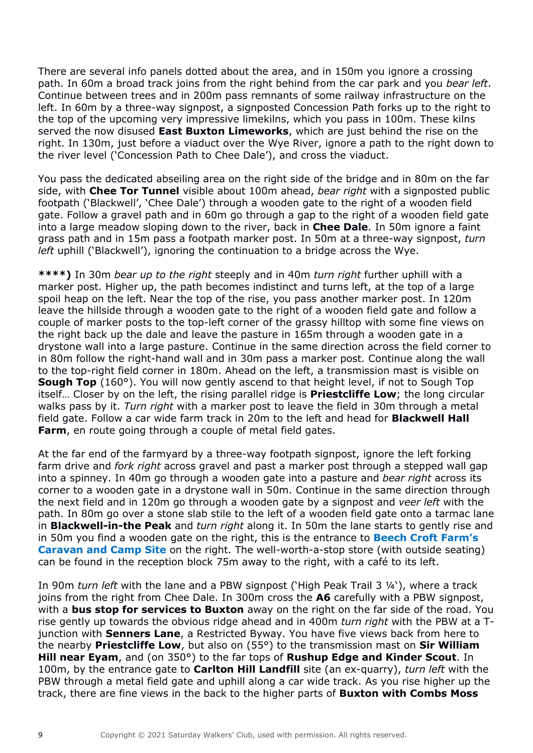There are several info panels dotted about the area, and in 150m you ignore a crossing path. In 60m a broad track joins from the right behind from the car park and you *bear left*. Continue between trees and in 200m pass remnants of some railway infrastructure on the left. In 60m by a three-way signpost, a signposted Concession Path forks up to the right to the top of the upcoming very impressive limekilns, which you pass in 100m. These kilns served the now disused **East Buxton Limeworks**, which are just behind the rise on the right. In 130m, just before a viaduct over the Wye River, ignore a path to the right down to the river level ('Concession Path to Chee Dale'), and cross the viaduct.

You pass the dedicated abseiling area on the right side of the bridge and in 80m on the far side, with **Chee Tor Tunnel** visible about 100m ahead, *bear right* with a signposted public footpath ('Blackwell', 'Chee Dale') through a wooden gate to the right of a wooden field gate. Follow a gravel path and in 60m go through a gap to the right of a wooden field gate into a large meadow sloping down to the river, back in **Chee Dale**. In 50m ignore a faint grass path and in 15m pass a footpath marker post. In 50m at a three-way signpost, *turn left* uphill ('Blackwell'), ignoring the continuation to a bridge across the Wye.

**\*\*\*\*)** In 30m *bear up to the right* steeply and in 40m *turn right* further uphill with a marker post. Higher up, the path becomes indistinct and turns left, at the top of a large spoil heap on the left. Near the top of the rise, you pass another marker post. In 120m leave the hillside through a wooden gate to the right of a wooden field gate and follow a couple of marker posts to the top-left corner of the grassy hilltop with some fine views on the right back up the dale and leave the pasture in 165m through a wooden gate in a drystone wall into a large pasture. Continue in the same direction across the field corner to in 80m follow the right-hand wall and in 30m pass a marker post. Continue along the wall to the top-right field corner in 180m. Ahead on the left, a transmission mast is visible on **Sough Top** (160°). You will now gently ascend to that height level, if not to Sough Top itself… Closer by on the left, the rising parallel ridge is **Priestcliffe Low**; the long circular walks pass by it. *Turn right* with a marker post to leave the field in 30m through a metal field gate. Follow a car wide farm track in 20m to the left and head for **Blackwell Hall Farm**, en route going through a couple of metal field gates.

At the far end of the farmyard by a three-way footpath signpost, ignore the left forking farm drive and *fork right* across gravel and past a marker post through a stepped wall gap into a spinney. In 40m go through a wooden gate into a pasture and *bear right* across its corner to a wooden gate in a drystone wall in 50m. Continue in the same direction through the next field and in 120m go through a wooden gate by a signpost and *veer left* with the path. In 80m go over a stone slab stile to the left of a wooden field gate onto a tarmac lane in **Blackwell-in-the Peak** and *turn right* along it. In 50m the lane starts to gently rise and in 50m you find a wooden gate on the right, this is the entrance to **Beech Croft Farm's Caravan and Camp Site** on the right. The well-worth-a-stop store (with outside seating) can be found in the reception block 75m away to the right, with a café to its left.

In 90m *turn left* with the lane and a PBW signpost ('High Peak Trail 3 ¼'), where a track joins from the right from Chee Dale. In 300m cross the **A6** carefully with a PBW signpost, with a **bus stop for services to Buxton** away on the right on the far side of the road. You rise gently up towards the obvious ridge ahead and in 400m *turn right* with the PBW at a T-junction with **Senners Lane**, a Restricted Byway. You have five views back from here to the nearby **Priestcliffe Low**, but also on (55°) to the transmission mast on **Sir William Hill near Eyam**, and (on 350°) to the far tops of **Rushup Edge and Kinder Scout**. In 100m, by the entrance gate to **Carlton Hill Landfill** site (an ex-quarry), *turn left* with the PBW through a metal field gate and uphill along a car wide track. As you rise higher up the track, there are fine views in the back to the higher parts of **Buxton with Combs Moss**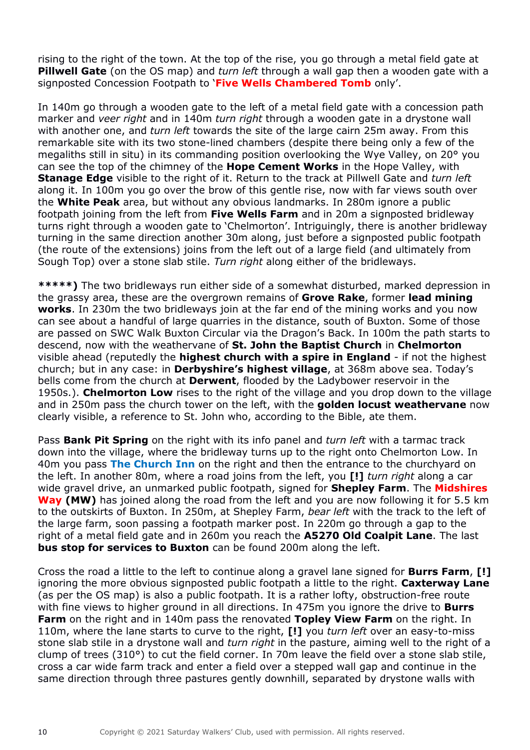rising to the right of the town. At the top of the rise, you go through a metal field gate at **Pillwell Gate** (on the OS map) and *turn left* through a wall gap then a wooden gate with a signposted Concession Footpath to '**Five Wells Chambered Tomb** only'.

In 140m go through a wooden gate to the left of a metal field gate with a concession path marker and *veer right* and in 140m *turn right* through a wooden gate in a drystone wall with another one, and *turn left* towards the site of the large cairn 25m away. From this remarkable site with its two stone-lined chambers (despite there being only a few of the megaliths still in situ) in its commanding position overlooking the Wye Valley, on 20° you can see the top of the chimney of the **Hope Cement Works** in the Hope Valley, with **Stanage Edge** visible to the right of it. Return to the track at Pillwell Gate and *turn left* along it. In 100m you go over the brow of this gentle rise, now with far views south over the **White Peak** area, but without any obvious landmarks. In 280m ignore a public footpath joining from the left from **Five Wells Farm** and in 20m a signposted bridleway turns right through a wooden gate to 'Chelmorton'. Intriguingly, there is another bridleway turning in the same direction another 30m along, just before a signposted public footpath (the route of the extensions) joins from the left out of a large field (and ultimately from Sough Top) over a stone slab stile. *Turn right* along either of the bridleways.

**\*\*\*\*\*)** The two bridleways run either side of a somewhat disturbed, marked depression in the grassy area, these are the overgrown remains of **Grove Rake**, former **lead mining works**. In 230m the two bridleways join at the far end of the mining works and you now can see about a handful of large quarries in the distance, south of Buxton. Some of those are passed on SWC Walk Buxton Circular via the Dragon's Back. In 100m the path starts to descend, now with the weathervane of **St. John the Baptist Church** in **Chelmorton** visible ahead (reputedly the **highest church with a spire in England** - if not the highest church; but in any case: in **Derbyshire's highest village**, at 368m above sea. Today's bells come from the church at **Derwent**, flooded by the Ladybower reservoir in the 1950s.). **Chelmorton Low** rises to the right of the village and you drop down to the village and in 250m pass the church tower on the left, with the **golden locust weathervane** now clearly visible, a reference to St. John who, according to the Bible, ate them.

Pass **Bank Pit Spring** on the right with its info panel and *turn left* with a tarmac track down into the village, where the bridleway turns up to the right onto Chelmorton Low. In 40m you pass **The Church Inn** on the right and then the entrance to the churchyard on the left. In another 80m, where a road joins from the left, you **[!]** *turn right* along a car wide gravel drive, an unmarked public footpath, signed for **Shepley Farm**. The **Midshires Way (MW)** has joined along the road from the left and you are now following it for 5.5 km to the outskirts of Buxton. In 250m, at Shepley Farm, *bear left* with the track to the left of the large farm, soon passing a footpath marker post. In 220m go through a gap to the right of a metal field gate and in 260m you reach the **A5270 Old Coalpit Lane**. The last **bus stop for services to Buxton** can be found 200m along the left.

Cross the road a little to the left to continue along a gravel lane signed for **Burrs Farm**, **[!]** ignoring the more obvious signposted public footpath a little to the right. **Caxterway Lane** (as per the OS map) is also a public footpath. It is a rather lofty, obstruction-free route with fine views to higher ground in all directions. In 475m you ignore the drive to **Burrs Farm** on the right and in 140m pass the renovated **Topley View Farm** on the right. In 110m, where the lane starts to curve to the right, **[!]** you *turn left* over an easy-to-miss stone slab stile in a drystone wall and *turn right* in the pasture, aiming well to the right of a clump of trees (310°) to cut the field corner. In 70m leave the field over a stone slab stile, cross a car wide farm track and enter a field over a stepped wall gap and continue in the same direction through three pastures gently downhill, separated by drystone walls with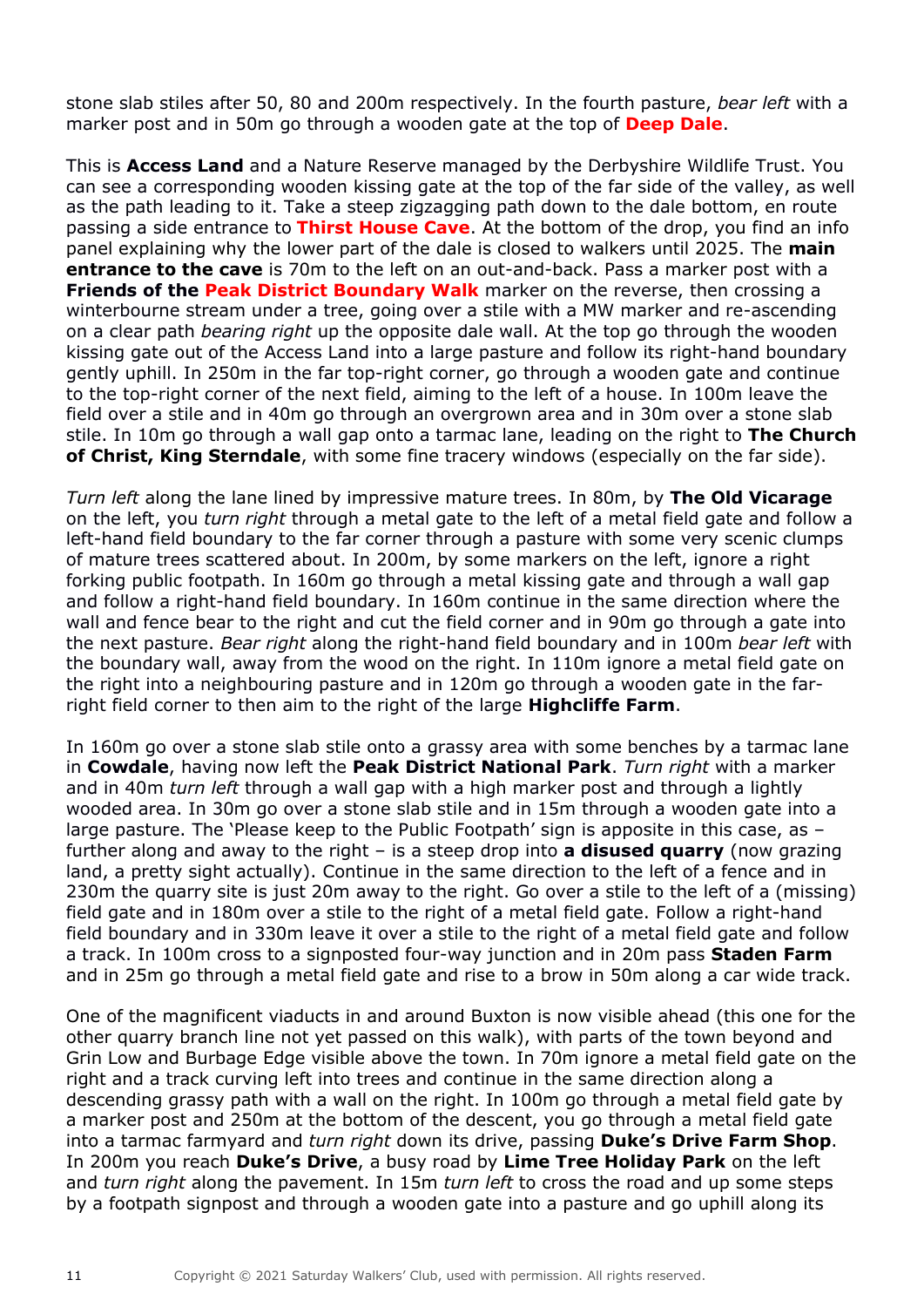stone slab stiles after 50, 80 and 200m respectively. In the fourth pasture, *bear left* with a marker post and in 50m go through a wooden gate at the top of **Deep Dale**.

This is **Access Land** and a Nature Reserve managed by the Derbyshire Wildlife Trust. You can see a corresponding wooden kissing gate at the top of the far side of the valley, as well as the path leading to it. Take a steep zigzagging path down to the dale bottom, en route passing a side entrance to **Thirst House Cave**. At the bottom of the drop, you find an info panel explaining why the lower part of the dale is closed to walkers until 2025. The **main entrance to the cave** is 70m to the left on an out-and-back. Pass a marker post with a **Friends of the Peak District Boundary Walk** marker on the reverse, then crossing a winterbourne stream under a tree, going over a stile with a MW marker and re-ascending on a clear path *bearing right* up the opposite dale wall. At the top go through the wooden kissing gate out of the Access Land into a large pasture and follow its right-hand boundary gently uphill. In 250m in the far top-right corner, go through a wooden gate and continue to the top-right corner of the next field, aiming to the left of a house. In 100m leave the field over a stile and in 40m go through an overgrown area and in 30m over a stone slab stile. In 10m go through a wall gap onto a tarmac lane, leading on the right to **The Church of Christ, King Sterndale**, with some fine tracery windows (especially on the far side).

*Turn left* along the lane lined by impressive mature trees. In 80m, by **The Old Vicarage** on the left, you *turn right* through a metal gate to the left of a metal field gate and follow a left-hand field boundary to the far corner through a pasture with some very scenic clumps of mature trees scattered about. In 200m, by some markers on the left, ignore a right forking public footpath. In 160m go through a metal kissing gate and through a wall gap and follow a right-hand field boundary. In 160m continue in the same direction where the wall and fence bear to the right and cut the field corner and in 90m go through a gate into the next pasture. *Bear right* along the right-hand field boundary and in 100m *bear left* with the boundary wall, away from the wood on the right. In 110m ignore a metal field gate on the right into a neighbouring pasture and in 120m go through a wooden gate in the far-right field corner to then aim to the right of the large **Highcliffe Farm**.

In 160m go over a stone slab stile onto a grassy area with some benches by a tarmac lane in **Cowdale**, having now left the **Peak District National Park**. *Turn right* with a marker and in 40m *turn left* through a wall gap with a high marker post and through a lightly wooded area. In 30m go over a stone slab stile and in 15m through a wooden gate into a large pasture. The 'Please keep to the Public Footpath' sign is apposite in this case, as – further along and away to the right – is a steep drop into **a disused quarry** (now grazing land, a pretty sight actually). Continue in the same direction to the left of a fence and in 230m the quarry site is just 20m away to the right. Go over a stile to the left of a (missing) field gate and in 180m over a stile to the right of a metal field gate. Follow a right-hand field boundary and in 330m leave it over a stile to the right of a metal field gate and follow a track. In 100m cross to a signposted four-way junction and in 20m pass **Staden Farm** and in 25m go through a metal field gate and rise to a brow in 50m along a car wide track.

One of the magnificent viaducts in and around Buxton is now visible ahead (this one for the other quarry branch line not yet passed on this walk), with parts of the town beyond and Grin Low and Burbage Edge visible above the town. In 70m ignore a metal field gate on the right and a track curving left into trees and continue in the same direction along a descending grassy path with a wall on the right. In 100m go through a metal field gate by a marker post and 250m at the bottom of the descent, you go through a metal field gate into a tarmac farmyard and *turn right* down its drive, passing **Duke's Drive Farm Shop**. In 200m you reach **Duke's Drive**, a busy road by **Lime Tree Holiday Park** on the left and *turn right* along the pavement. In 15m *turn left* to cross the road and up some steps by a footpath signpost and through a wooden gate into a pasture and go uphill along its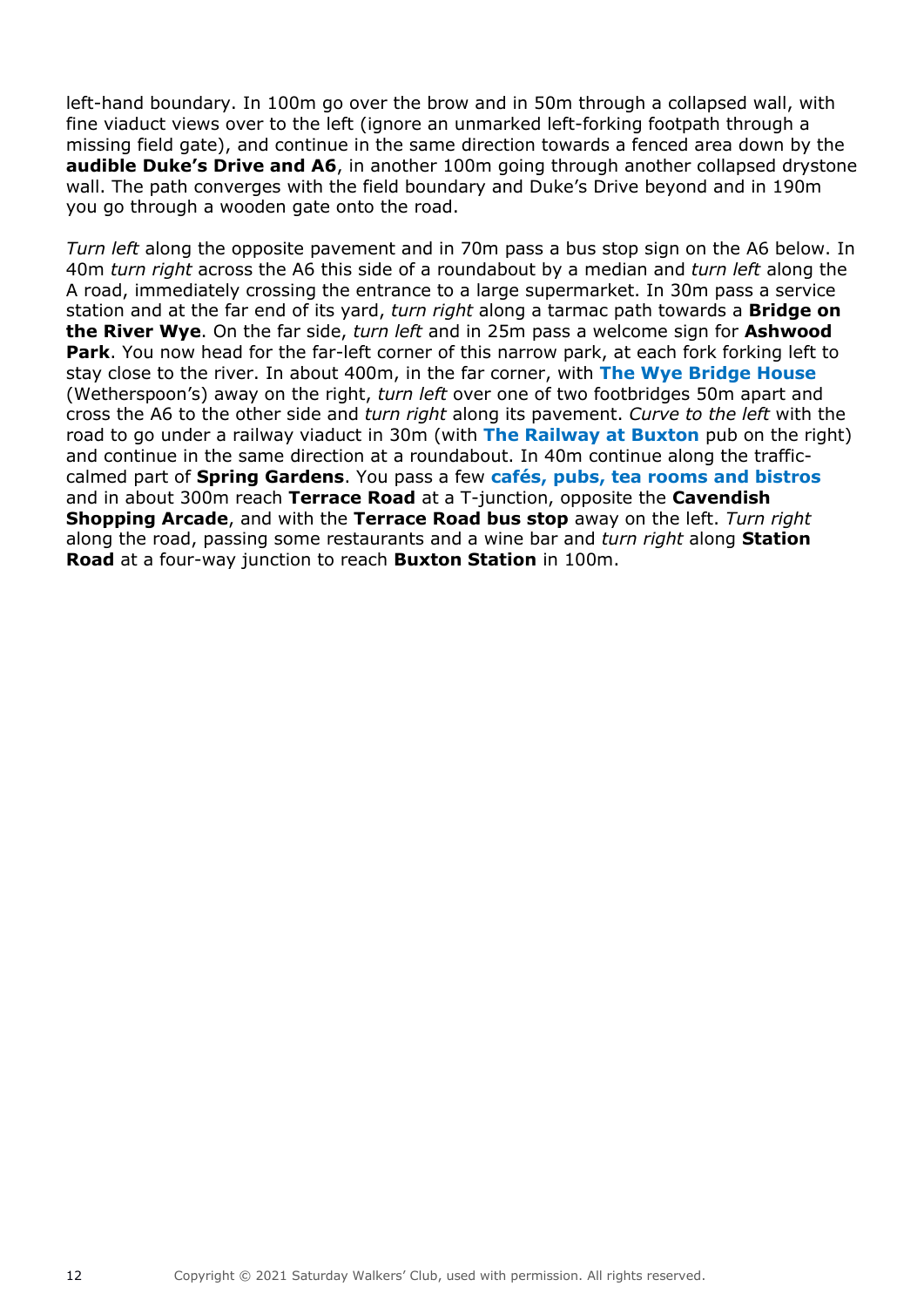left-hand boundary. In 100m go over the brow and in 50m through a collapsed wall, with fine viaduct views over to the left (ignore an unmarked left-forking footpath through a missing field gate), and continue in the same direction towards a fenced area down by the **audible Duke's Drive and A6**, in another 100m going through another collapsed drystone wall. The path converges with the field boundary and Duke's Drive beyond and in 190m you go through a wooden gate onto the road.

*Turn left* along the opposite pavement and in 70m pass a bus stop sign on the A6 below. In 40m *turn right* across the A6 this side of a roundabout by a median and *turn left* along the A road, immediately crossing the entrance to a large supermarket. In 30m pass a service station and at the far end of its yard, *turn right* along a tarmac path towards a **Bridge on the River Wye**. On the far side, *turn left* and in 25m pass a welcome sign for **Ashwood Park**. You now head for the far-left corner of this narrow park, at each fork forking left to stay close to the river. In about 400m, in the far corner, with **The Wye Bridge House** (Wetherspoon's) away on the right, *turn left* over one of two footbridges 50m apart and cross the A6 to the other side and *turn right* along its pavement. *Curve to the left* with the road to go under a railway viaduct in 30m (with **The Railway at Buxton** pub on the right) and continue in the same direction at a roundabout. In 40m continue along the traffic-calmed part of **Spring Gardens**. You pass a few **cafés, pubs, tea rooms and bistros** and in about 300m reach **Terrace Road** at a T-junction, opposite the **Cavendish Shopping Arcade**, and with the **Terrace Road bus stop** away on the left. *Turn right* along the road, passing some restaurants and a wine bar and *turn right* along **Station Road** at a four-way junction to reach **Buxton Station** in 100m.

Copyright © 2021 Saturday Walkers' Club, used with permission. All rights reserved.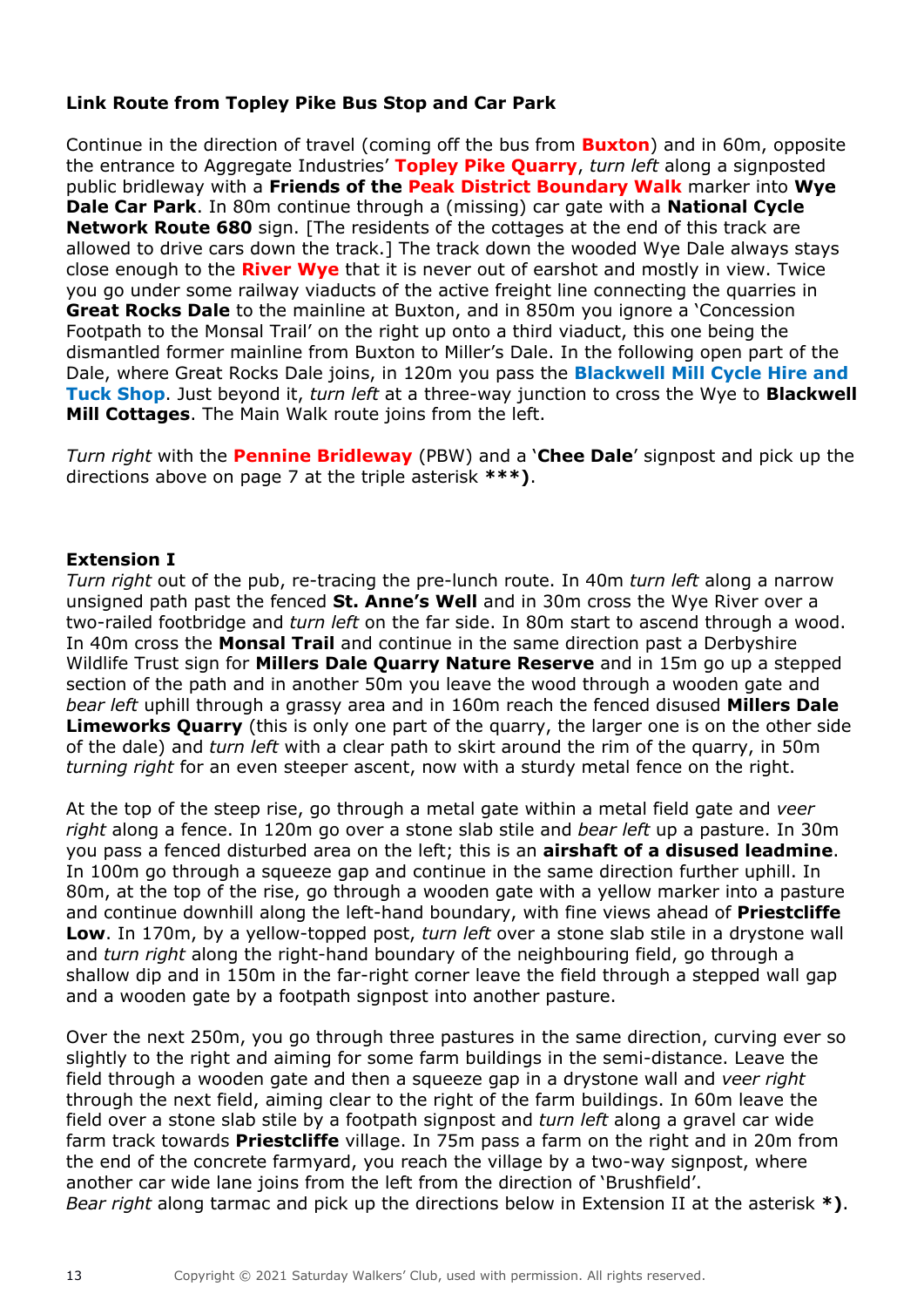**Link Route from Topley Pike Bus Stop and Car Park**

Continue in the direction of travel (coming off the bus from **Buxton**) and in 60m, opposite the entrance to Aggregate Industries' **Topley Pike Quarry**, *turn left* along a signposted public bridleway with a **Friends of the Peak District Boundary Walk** marker into **Wye Dale Car Park**. In 80m continue through a (missing) car gate with a **National Cycle Network Route 680** sign. [The residents of the cottages at the end of this track are allowed to drive cars down the track.] The track down the wooded Wye Dale always stays close enough to the **River Wye** that it is never out of earshot and mostly in view. Twice you go under some railway viaducts of the active freight line connecting the quarries in **Great Rocks Dale** to the mainline at Buxton, and in 850m you ignore a 'Concession Footpath to the Monsal Trail' on the right up onto a third viaduct, this one being the dismantled former mainline from Buxton to Miller's Dale. In the following open part of the Dale, where Great Rocks Dale joins, in 120m you pass the **Blackwell Mill Cycle Hire and Tuck Shop**. Just beyond it, *turn left* at a three-way junction to cross the Wye to **Blackwell Mill Cottages**. The Main Walk route joins from the left.

*Turn right* with the **Pennine Bridleway** (PBW) and a '**Chee Dale**' signpost and pick up the directions above on page 7 at the triple asterisk **\*\*\*)**.

**Extension I**

*Turn right* out of the pub, re-tracing the pre-lunch route. In 40m *turn left* along a narrow unsigned path past the fenced **St. Anne's Well** and in 30m cross the Wye River over a two-railed footbridge and *turn left* on the far side. In 80m start to ascend through a wood. In 40m cross the **Monsal Trail** and continue in the same direction past a Derbyshire Wildlife Trust sign for **Millers Dale Quarry Nature Reserve** and in 15m go up a stepped section of the path and in another 50m you leave the wood through a wooden gate and *bear left* uphill through a grassy area and in 160m reach the fenced disused **Millers Dale Limeworks Quarry** (this is only one part of the quarry, the larger one is on the other side of the dale) and *turn left* with a clear path to skirt around the rim of the quarry, in 50m *turning right* for an even steeper ascent, now with a sturdy metal fence on the right.

At the top of the steep rise, go through a metal gate within a metal field gate and *veer right* along a fence. In 120m go over a stone slab stile and *bear left* up a pasture. In 30m you pass a fenced disturbed area on the left; this is an **airshaft of a disused leadmine**. In 100m go through a squeeze gap and continue in the same direction further uphill. In 80m, at the top of the rise, go through a wooden gate with a yellow marker into a pasture and continue downhill along the left-hand boundary, with fine views ahead of **Priestcliffe Low**. In 170m, by a yellow-topped post, *turn left* over a stone slab stile in a drystone wall and *turn right* along the right-hand boundary of the neighbouring field, go through a shallow dip and in 150m in the far-right corner leave the field through a stepped wall gap and a wooden gate by a footpath signpost into another pasture.

Over the next 250m, you go through three pastures in the same direction, curving ever so slightly to the right and aiming for some farm buildings in the semi-distance. Leave the field through a wooden gate and then a squeeze gap in a drystone wall and *veer right* through the next field, aiming clear to the right of the farm buildings. In 60m leave the field over a stone slab stile by a footpath signpost and *turn left* along a gravel car wide farm track towards **Priestcliffe** village. In 75m pass a farm on the right and in 20m from the end of the concrete farmyard, you reach the village by a two-way signpost, where another car wide lane joins from the left from the direction of 'Brushfield'.
*Bear right* along tarmac and pick up the directions below in Extension II at the asterisk **\*)**.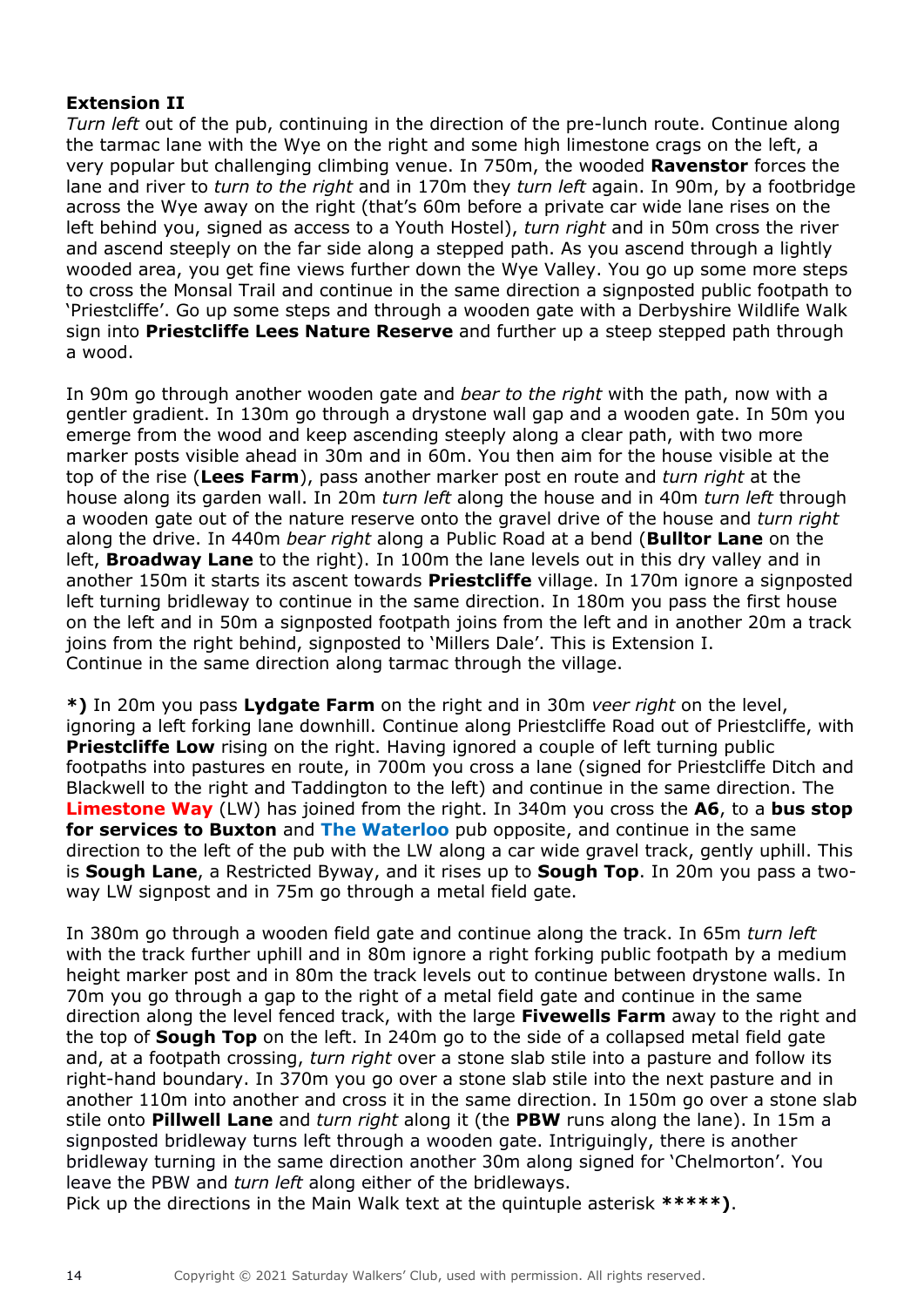**Extension II**
*Turn left* out of the pub, continuing in the direction of the pre-lunch route. Continue along the tarmac lane with the Wye on the right and some high limestone crags on the left, a very popular but challenging climbing venue. In 750m, the wooded **Ravenstor** forces the lane and river to *turn to the right* and in 170m they *turn left* again. In 90m, by a footbridge across the Wye away on the right (that's 60m before a private car wide lane rises on the left behind you, signed as access to a Youth Hostel), *turn right* and in 50m cross the river and ascend steeply on the far side along a stepped path. As you ascend through a lightly wooded area, you get fine views further down the Wye Valley. You go up some more steps to cross the Monsal Trail and continue in the same direction a signposted public footpath to 'Priestcliffe'. Go up some steps and through a wooden gate with a Derbyshire Wildlife Walk sign into **Priestcliffe Lees Nature Reserve** and further up a steep stepped path through a wood.

In 90m go through another wooden gate and *bear to the right* with the path, now with a gentler gradient. In 130m go through a drystone wall gap and a wooden gate. In 50m you emerge from the wood and keep ascending steeply along a clear path, with two more marker posts visible ahead in 30m and in 60m. You then aim for the house visible at the top of the rise (**Lees Farm**), pass another marker post en route and *turn right* at the house along its garden wall. In 20m *turn left* along the house and in 40m *turn left* through a wooden gate out of the nature reserve onto the gravel drive of the house and *turn right* along the drive. In 440m *bear right* along a Public Road at a bend (**Bulltor Lane** on the left, **Broadway Lane** to the right). In 100m the lane levels out in this dry valley and in another 150m it starts its ascent towards **Priestcliffe** village. In 170m ignore a signposted left turning bridleway to continue in the same direction. In 180m you pass the first house on the left and in 50m a signposted footpath joins from the left and in another 20m a track joins from the right behind, signposted to 'Millers Dale'. This is Extension I.
Continue in the same direction along tarmac through the village.

**\*)** In 20m you pass **Lydgate Farm** on the right and in 30m *veer right* on the level, ignoring a left forking lane downhill. Continue along Priestcliffe Road out of Priestcliffe, with **Priestcliffe Low** rising on the right. Having ignored a couple of left turning public footpaths into pastures en route, in 700m you cross a lane (signed for Priestcliffe Ditch and Blackwell to the right and Taddington to the left) and continue in the same direction. The **Limestone Way** (LW) has joined from the right. In 340m you cross the **A6**, to a **bus stop for services to Buxton** and **The Waterloo** pub opposite, and continue in the same direction to the left of the pub with the LW along a car wide gravel track, gently uphill. This is **Sough Lane**, a Restricted Byway, and it rises up to **Sough Top**. In 20m you pass a two-way LW signpost and in 75m go through a metal field gate.

In 380m go through a wooden field gate and continue along the track. In 65m *turn left* with the track further uphill and in 80m ignore a right forking public footpath by a medium height marker post and in 80m the track levels out to continue between drystone walls. In 70m you go through a gap to the right of a metal field gate and continue in the same direction along the level fenced track, with the large **Fivewells Farm** away to the right and the top of **Sough Top** on the left. In 240m go to the side of a collapsed metal field gate and, at a footpath crossing, *turn right* over a stone slab stile into a pasture and follow its right-hand boundary. In 370m you go over a stone slab stile into the next pasture and in another 110m into another and cross it in the same direction. In 150m go over a stone slab stile onto **Pillwell Lane** and *turn right* along it (the **PBW** runs along the lane). In 15m a signposted bridleway turns left through a wooden gate. Intriguingly, there is another bridleway turning in the same direction another 30m along signed for 'Chelmorton'. You leave the PBW and *turn left* along either of the bridleways.
Pick up the directions in the Main Walk text at the quintuple asterisk **\*\*\*\*\*)**.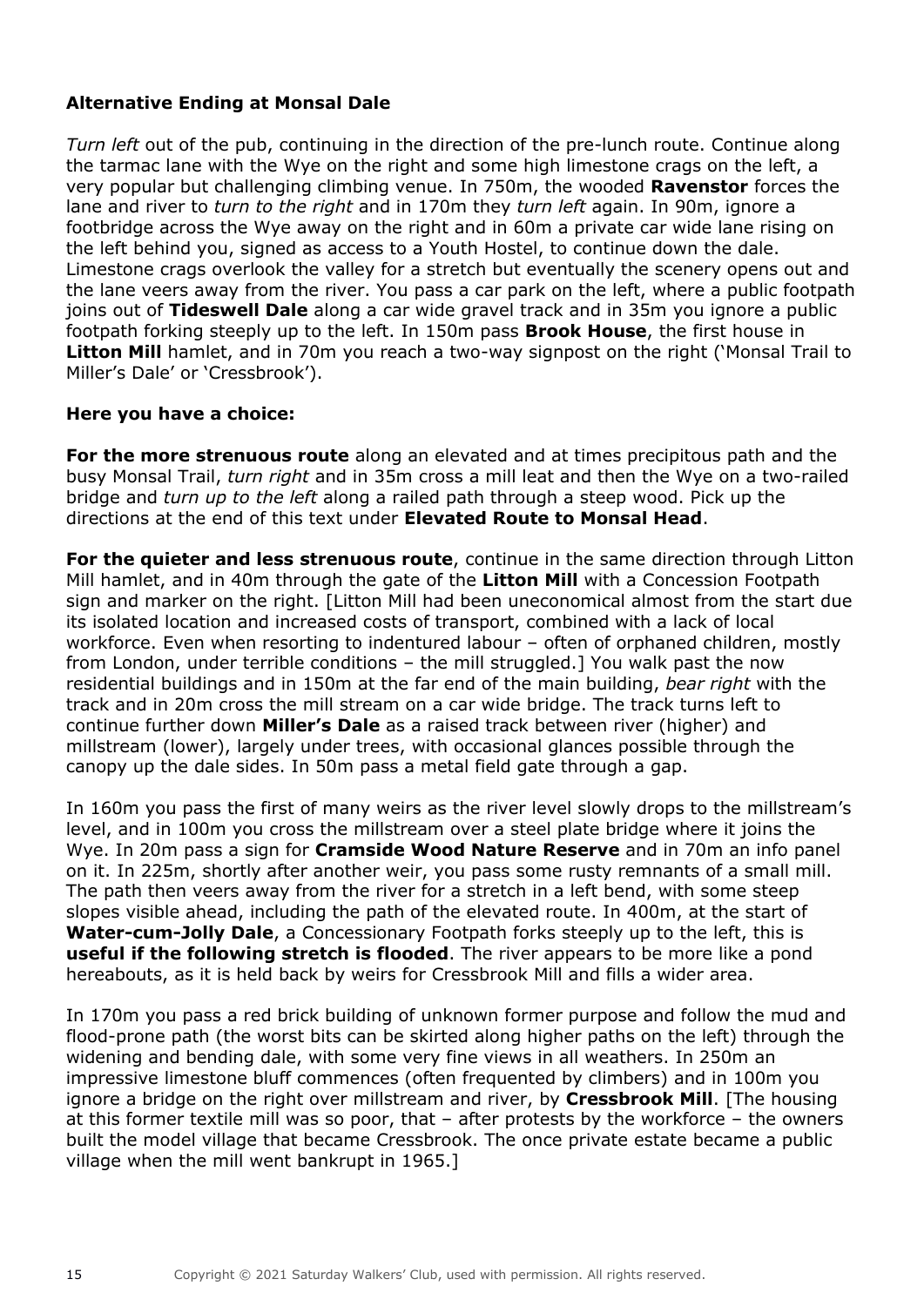**Alternative Ending at Monsal Dale**

*Turn left* out of the pub, continuing in the direction of the pre-lunch route. Continue along the tarmac lane with the Wye on the right and some high limestone crags on the left, a very popular but challenging climbing venue. In 750m, the wooded **Ravenstor** forces the lane and river to *turn to the right* and in 170m they *turn left* again. In 90m, ignore a footbridge across the Wye away on the right and in 60m a private car wide lane rising on the left behind you, signed as access to a Youth Hostel, to continue down the dale. Limestone crags overlook the valley for a stretch but eventually the scenery opens out and the lane veers away from the river. You pass a car park on the left, where a public footpath joins out of **Tideswell Dale** along a car wide gravel track and in 35m you ignore a public footpath forking steeply up to the left. In 150m pass **Brook House**, the first house in **Litton Mill** hamlet, and in 70m you reach a two-way signpost on the right ('Monsal Trail to Miller's Dale' or 'Cressbrook').

**Here you have a choice:**

**For the more strenuous route** along an elevated and at times precipitous path and the busy Monsal Trail, *turn right* and in 35m cross a mill leat and then the Wye on a two-railed bridge and *turn up to the left* along a railed path through a steep wood. Pick up the directions at the end of this text under **Elevated Route to Monsal Head**.

**For the quieter and less strenuous route**, continue in the same direction through Litton Mill hamlet, and in 40m through the gate of the **Litton Mill** with a Concession Footpath sign and marker on the right. [Litton Mill had been uneconomical almost from the start due its isolated location and increased costs of transport, combined with a lack of local workforce. Even when resorting to indentured labour – often of orphaned children, mostly from London, under terrible conditions – the mill struggled.] You walk past the now residential buildings and in 150m at the far end of the main building, *bear right* with the track and in 20m cross the mill stream on a car wide bridge. The track turns left to continue further down **Miller's Dale** as a raised track between river (higher) and millstream (lower), largely under trees, with occasional glances possible through the canopy up the dale sides. In 50m pass a metal field gate through a gap.

In 160m you pass the first of many weirs as the river level slowly drops to the millstream's level, and in 100m you cross the millstream over a steel plate bridge where it joins the Wye. In 20m pass a sign for **Cramside Wood Nature Reserve** and in 70m an info panel on it. In 225m, shortly after another weir, you pass some rusty remnants of a small mill. The path then veers away from the river for a stretch in a left bend, with some steep slopes visible ahead, including the path of the elevated route. In 400m, at the start of **Water-cum-Jolly Dale**, a Concessionary Footpath forks steeply up to the left, this is **useful if the following stretch is flooded**. The river appears to be more like a pond hereabouts, as it is held back by weirs for Cressbrook Mill and fills a wider area.

In 170m you pass a red brick building of unknown former purpose and follow the mud and flood-prone path (the worst bits can be skirted along higher paths on the left) through the widening and bending dale, with some very fine views in all weathers. In 250m an impressive limestone bluff commences (often frequented by climbers) and in 100m you ignore a bridge on the right over millstream and river, by **Cressbrook Mill**. [The housing at this former textile mill was so poor, that – after protests by the workforce – the owners built the model village that became Cressbrook. The once private estate became a public village when the mill went bankrupt in 1965.]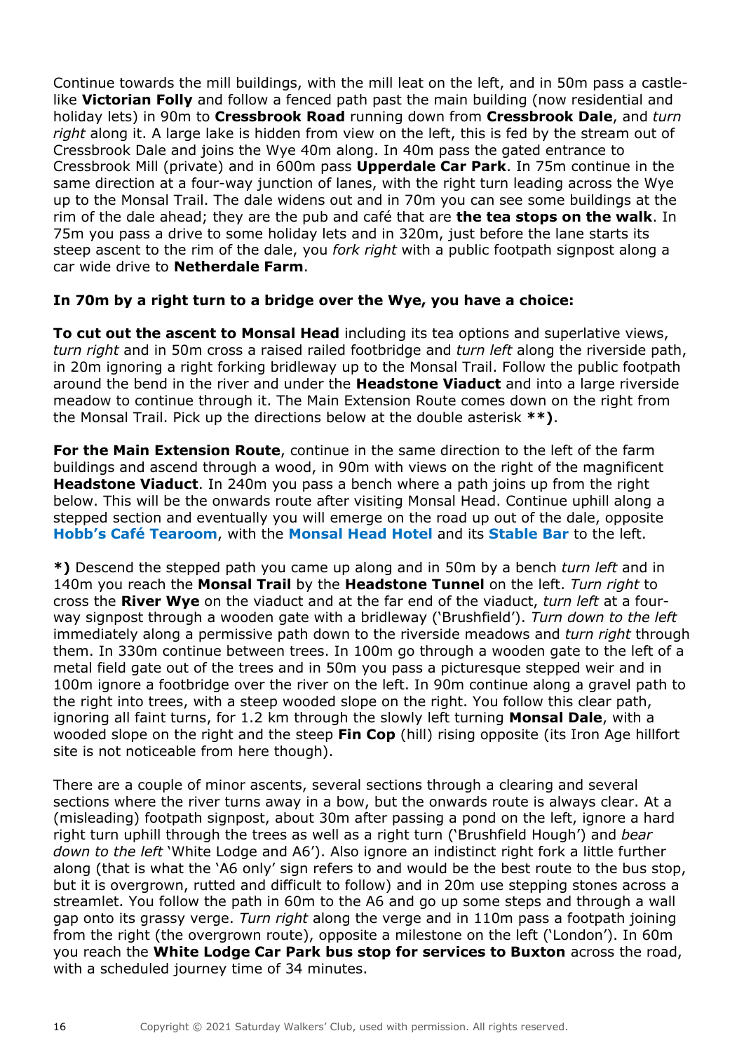Continue towards the mill buildings, with the mill leat on the left, and in 50m pass a castle-like **Victorian Folly** and follow a fenced path past the main building (now residential and holiday lets) in 90m to **Cressbrook Road** running down from **Cressbrook Dale**, and *turn right* along it. A large lake is hidden from view on the left, this is fed by the stream out of Cressbrook Dale and joins the Wye 40m along. In 40m pass the gated entrance to Cressbrook Mill (private) and in 600m pass **Upperdale Car Park**. In 75m continue in the same direction at a four-way junction of lanes, with the right turn leading across the Wye up to the Monsal Trail. The dale widens out and in 70m you can see some buildings at the rim of the dale ahead; they are the pub and café that are **the tea stops on the walk**. In 75m you pass a drive to some holiday lets and in 320m, just before the lane starts its steep ascent to the rim of the dale, you *fork right* with a public footpath signpost along a car wide drive to **Netherdale Farm**.

**In 70m by a right turn to a bridge over the Wye, you have a choice:**

**To cut out the ascent to Monsal Head** including its tea options and superlative views, *turn right* and in 50m cross a raised railed footbridge and *turn left* along the riverside path, in 20m ignoring a right forking bridleway up to the Monsal Trail. Follow the public footpath around the bend in the river and under the **Headstone Viaduct** and into a large riverside meadow to continue through it. The Main Extension Route comes down on the right from the Monsal Trail. Pick up the directions below at the double asterisk **\*\*)**.

**For the Main Extension Route**, continue in the same direction to the left of the farm buildings and ascend through a wood, in 90m with views on the right of the magnificent **Headstone Viaduct**. In 240m you pass a bench where a path joins up from the right below. This will be the onwards route after visiting Monsal Head. Continue uphill along a stepped section and eventually you will emerge on the road up out of the dale, opposite **Hobb's Café Tearoom**, with the **Monsal Head Hotel** and its **Stable Bar** to the left.

**\*)** Descend the stepped path you came up along and in 50m by a bench *turn left* and in 140m you reach the **Monsal Trail** by the **Headstone Tunnel** on the left. *Turn right* to cross the **River Wye** on the viaduct and at the far end of the viaduct, *turn left* at a four-way signpost through a wooden gate with a bridleway ('Brushfield'). *Turn down to the left* immediately along a permissive path down to the riverside meadows and *turn right* through them. In 330m continue between trees. In 100m go through a wooden gate to the left of a metal field gate out of the trees and in 50m you pass a picturesque stepped weir and in 100m ignore a footbridge over the river on the left. In 90m continue along a gravel path to the right into trees, with a steep wooded slope on the right. You follow this clear path, ignoring all faint turns, for 1.2 km through the slowly left turning **Monsal Dale**, with a wooded slope on the right and the steep **Fin Cop** (hill) rising opposite (its Iron Age hillfort site is not noticeable from here though).

There are a couple of minor ascents, several sections through a clearing and several sections where the river turns away in a bow, but the onwards route is always clear. At a (misleading) footpath signpost, about 30m after passing a pond on the left, ignore a hard right turn uphill through the trees as well as a right turn ('Brushfield Hough') and *bear down to the left* 'White Lodge and A6'). Also ignore an indistinct right fork a little further along (that is what the 'A6 only' sign refers to and would be the best route to the bus stop, but it is overgrown, rutted and difficult to follow) and in 20m use stepping stones across a streamlet. You follow the path in 60m to the A6 and go up some steps and through a wall gap onto its grassy verge. *Turn right* along the verge and in 110m pass a footpath joining from the right (the overgrown route), opposite a milestone on the left ('London'). In 60m you reach the **White Lodge Car Park bus stop for services to Buxton** across the road, with a scheduled journey time of 34 minutes.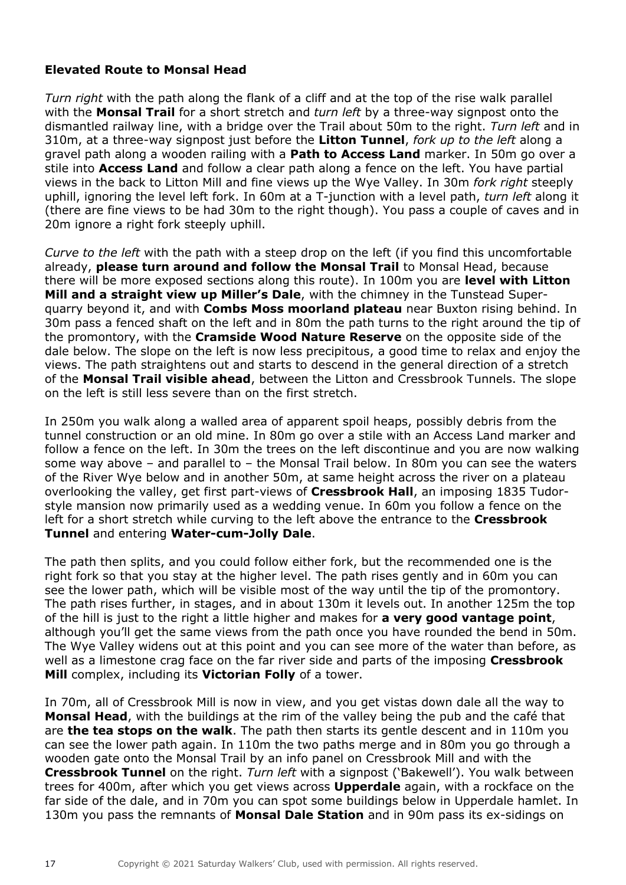### Elevated Route to Monsal Head

*Turn right* with the path along the flank of a cliff and at the top of the rise walk parallel with the **Monsal Trail** for a short stretch and *turn left* by a three-way signpost onto the dismantled railway line, with a bridge over the Trail about 50m to the right. *Turn left* and in 310m, at a three-way signpost just before the **Litton Tunnel**, *fork up to the left* along a gravel path along a wooden railing with a **Path to Access Land** marker. In 50m go over a stile into **Access Land** and follow a clear path along a fence on the left. You have partial views in the back to Litton Mill and fine views up the Wye Valley. In 30m *fork right* steeply uphill, ignoring the level left fork. In 60m at a T-junction with a level path, *turn left* along it (there are fine views to be had 30m to the right though). You pass a couple of caves and in 20m ignore a right fork steeply uphill.

*Curve to the left* with the path with a steep drop on the left (if you find this uncomfortable already, **please turn around and follow the Monsal Trail** to Monsal Head, because there will be more exposed sections along this route). In 100m you are **level with Litton Mill and a straight view up Miller's Dale**, with the chimney in the Tunstead Super-quarry beyond it, and with **Combs Moss moorland plateau** near Buxton rising behind. In 30m pass a fenced shaft on the left and in 80m the path turns to the right around the tip of the promontory, with the **Cramside Wood Nature Reserve** on the opposite side of the dale below. The slope on the left is now less precipitous, a good time to relax and enjoy the views. The path straightens out and starts to descend in the general direction of a stretch of the **Monsal Trail visible ahead**, between the Litton and Cressbrook Tunnels. The slope on the left is still less severe than on the first stretch.

In 250m you walk along a walled area of apparent spoil heaps, possibly debris from the tunnel construction or an old mine. In 80m go over a stile with an Access Land marker and follow a fence on the left. In 30m the trees on the left discontinue and you are now walking some way above – and parallel to – the Monsal Trail below. In 80m you can see the waters of the River Wye below and in another 50m, at same height across the river on a plateau overlooking the valley, get first part-views of **Cressbrook Hall**, an imposing 1835 Tudor-style mansion now primarily used as a wedding venue. In 60m you follow a fence on the left for a short stretch while curving to the left above the entrance to the **Cressbrook Tunnel** and entering **Water-cum-Jolly Dale**.

The path then splits, and you could follow either fork, but the recommended one is the right fork so that you stay at the higher level. The path rises gently and in 60m you can see the lower path, which will be visible most of the way until the tip of the promontory. The path rises further, in stages, and in about 130m it levels out. In another 125m the top of the hill is just to the right a little higher and makes for **a very good vantage point**, although you'll get the same views from the path once you have rounded the bend in 50m. The Wye Valley widens out at this point and you can see more of the water than before, as well as a limestone crag face on the far river side and parts of the imposing **Cressbrook Mill** complex, including its **Victorian Folly** of a tower.

In 70m, all of Cressbrook Mill is now in view, and you get vistas down dale all the way to **Monsal Head**, with the buildings at the rim of the valley being the pub and the café that are **the tea stops on the walk**. The path then starts its gentle descent and in 110m you can see the lower path again. In 110m the two paths merge and in 80m you go through a wooden gate onto the Monsal Trail by an info panel on Cressbrook Mill and with the **Cressbrook Tunnel** on the right. *Turn left* with a signpost ('Bakewell'). You walk between trees for 400m, after which you get views across **Upperdale** again, with a rockface on the far side of the dale, and in 70m you can spot some buildings below in Upperdale hamlet. In 130m you pass the remnants of **Monsal Dale Station** and in 90m pass its ex-sidings on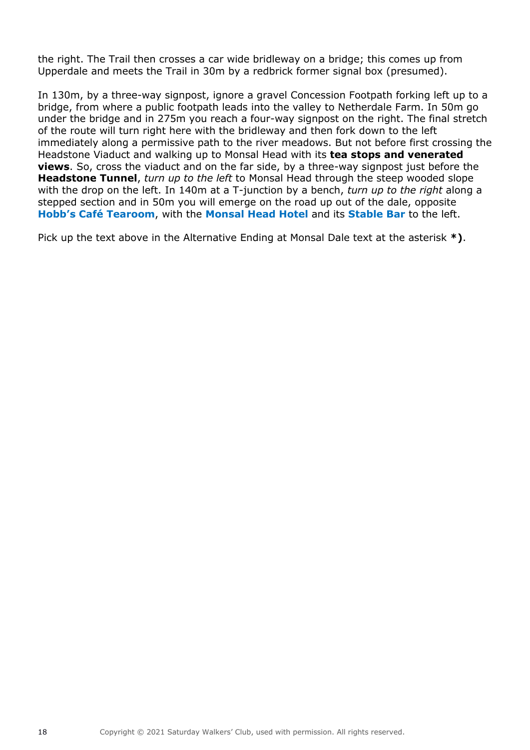the right. The Trail then crosses a car wide bridleway on a bridge; this comes up from Upperdale and meets the Trail in 30m by a redbrick former signal box (presumed).

In 130m, by a three-way signpost, ignore a gravel Concession Footpath forking left up to a bridge, from where a public footpath leads into the valley to Netherdale Farm. In 50m go under the bridge and in 275m you reach a four-way signpost on the right. The final stretch of the route will turn right here with the bridleway and then fork down to the left immediately along a permissive path to the river meadows. But not before first crossing the Headstone Viaduct and walking up to Monsal Head with its **tea stops and venerated views**. So, cross the viaduct and on the far side, by a three-way signpost just before the **Headstone Tunnel**, *turn up to the left* to Monsal Head through the steep wooded slope with the drop on the left. In 140m at a T-junction by a bench, *turn up to the right* along a stepped section and in 50m you will emerge on the road up out of the dale, opposite **Hobb's Café Tearoom**, with the **Monsal Head Hotel** and its **Stable Bar** to the left.

Pick up the text above in the Alternative Ending at Monsal Dale text at the asterisk ***)**.